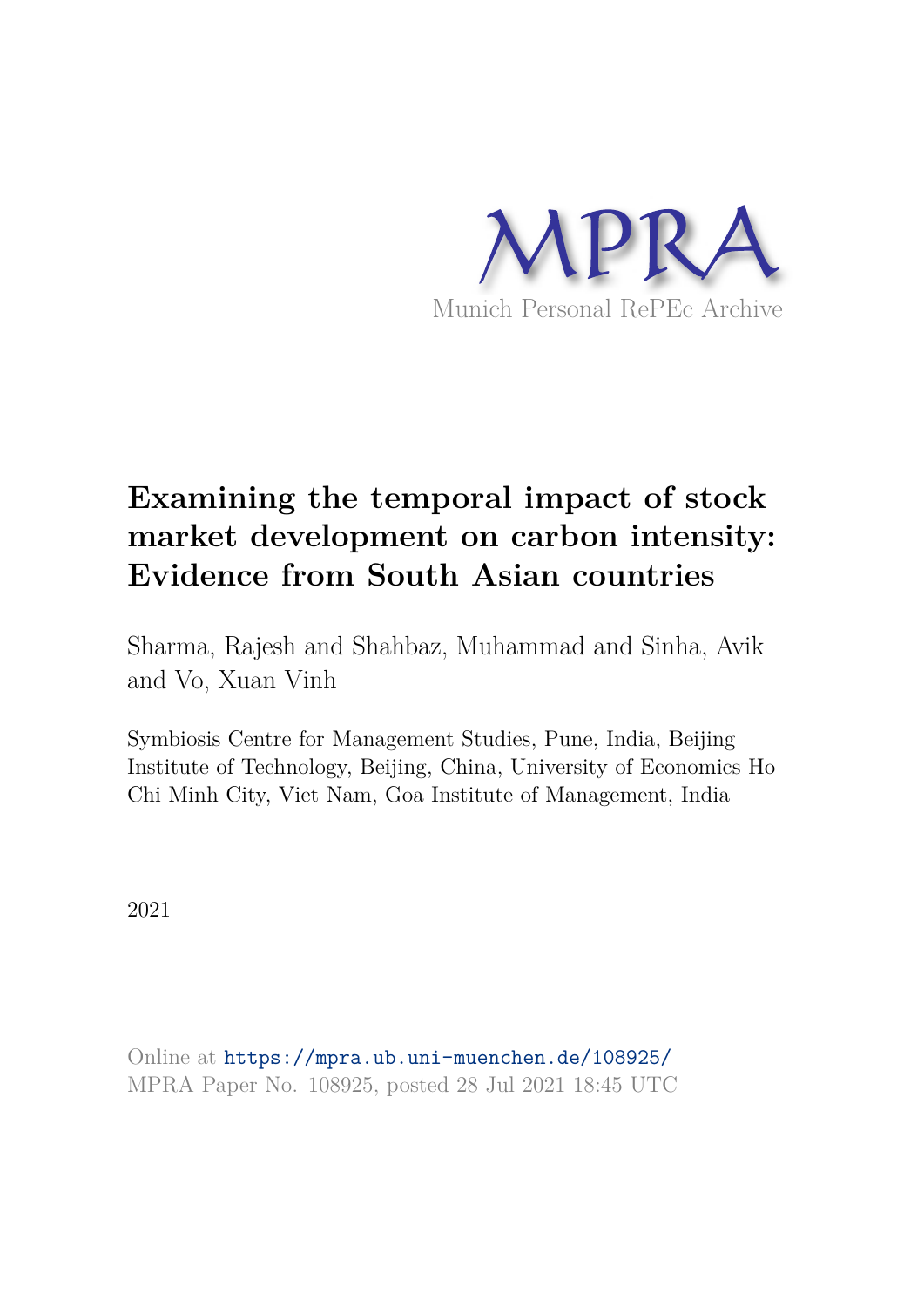MPRA

Munich Personal RePEc Archive

# Examining the temporal impact of stock market development on carbon intensity: Evidence from South Asian countries

Sharma, Rajesh and Shahbaz, Muhammad and Sinha, Avik and Vo, Xuan Vinh

Symbiosis Centre for Management Studies, Pune, India, Beijing Institute of Technology, Beijing, China, University of Economics Ho Chi Minh City, Viet Nam, Goa Institute of Management, India

2021

Online at https://mpra.ub.uni-muenchen.de/108925/
MPRA Paper No. 108925, posted 28 Jul 2021 18:45 UTC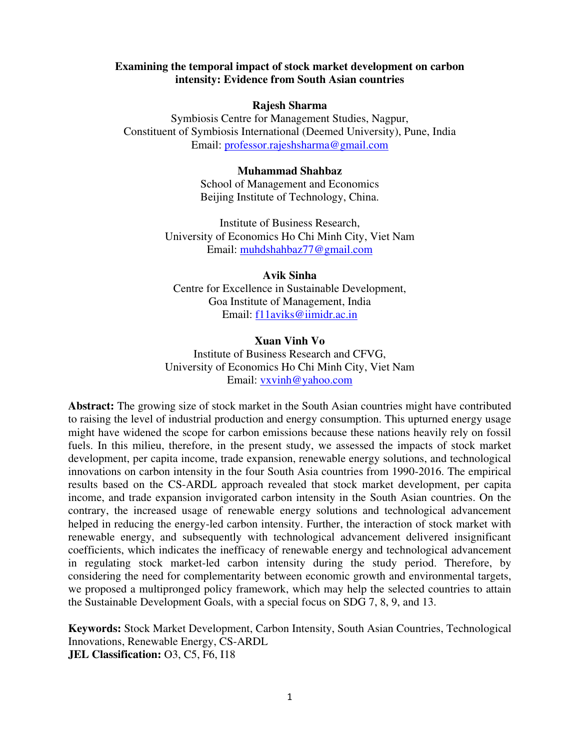**Examining the temporal impact of stock market development on carbon intensity: Evidence from South Asian countries**

**Rajesh Sharma**
Symbiosis Centre for Management Studies, Nagpur,
Constituent of Symbiosis International (Deemed University), Pune, India
Email: professor.rajeshsharma@gmail.com

**Muhammad Shahbaz**
School of Management and Economics
Beijing Institute of Technology, China.

Institute of Business Research,
University of Economics Ho Chi Minh City, Viet Nam
Email: muhdshahbaz77@gmail.com

**Avik Sinha**
Centre for Excellence in Sustainable Development,
Goa Institute of Management, India
Email: f11aviks@iimidr.ac.in

**Xuan Vinh Vo**
Institute of Business Research and CFVG,
University of Economics Ho Chi Minh City, Viet Nam
Email: vxvinh@yahoo.com

**Abstract:** The growing size of stock market in the South Asian countries might have contributed to raising the level of industrial production and energy consumption. This upturned energy usage might have widened the scope for carbon emissions because these nations heavily rely on fossil fuels. In this milieu, therefore, in the present study, we assessed the impacts of stock market development, per capita income, trade expansion, renewable energy solutions, and technological innovations on carbon intensity in the four South Asia countries from 1990-2016. The empirical results based on the CS-ARDL approach revealed that stock market development, per capita income, and trade expansion invigorated carbon intensity in the South Asian countries. On the contrary, the increased usage of renewable energy solutions and technological advancement helped in reducing the energy-led carbon intensity. Further, the interaction of stock market with renewable energy, and subsequently with technological advancement delivered insignificant coefficients, which indicates the inefficacy of renewable energy and technological advancement in regulating stock market-led carbon intensity during the study period. Therefore, by considering the need for complementarity between economic growth and environmental targets, we proposed a multipronged policy framework, which may help the selected countries to attain the Sustainable Development Goals, with a special focus on SDG 7, 8, 9, and 13.

**Keywords:** Stock Market Development, Carbon Intensity, South Asian Countries, Technological Innovations, Renewable Energy, CS-ARDL
**JEL Classification:** O3, C5, F6, I18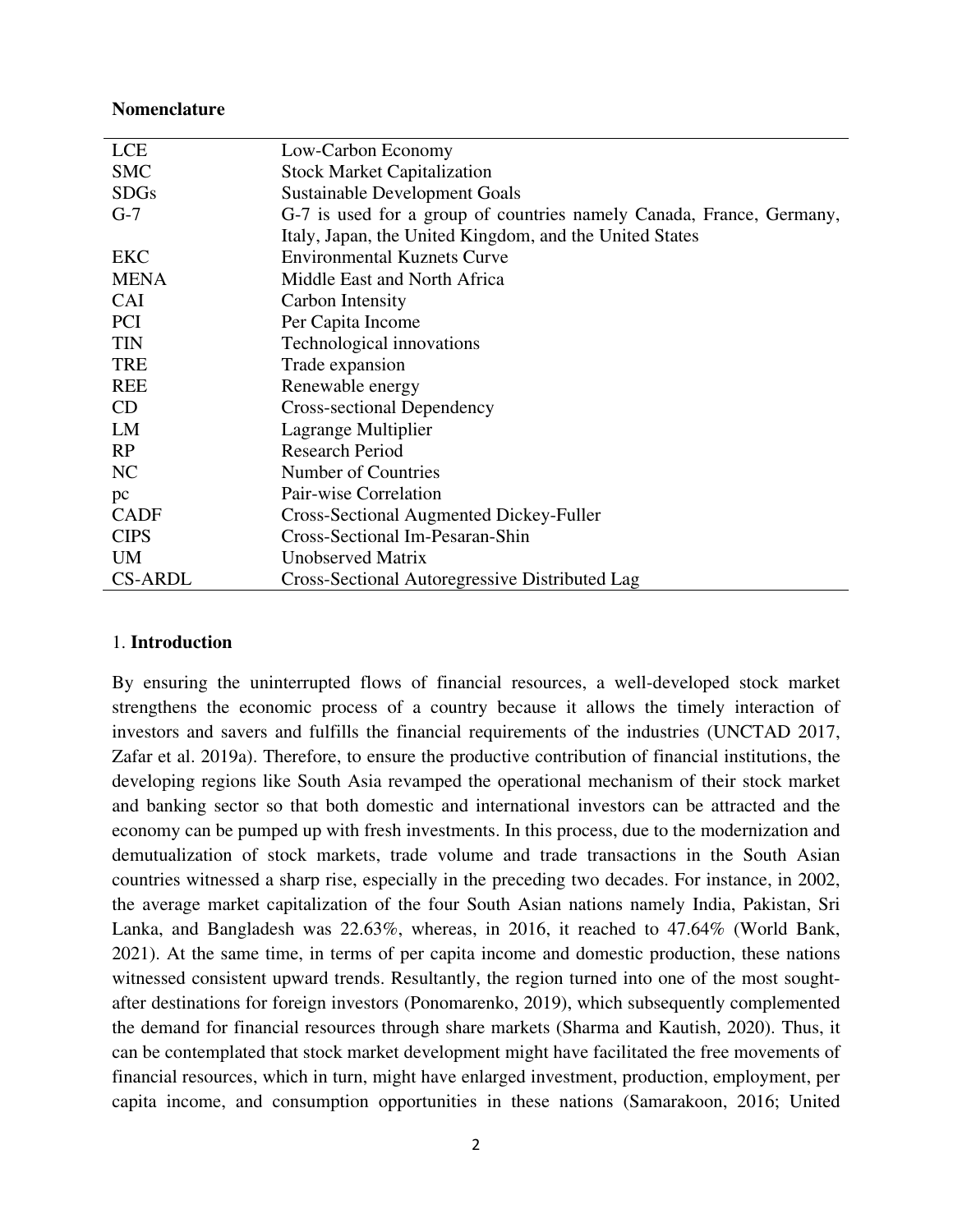**Nomenclature**

| | |
|---|---|
| LCE | Low-Carbon Economy |
| SMC | Stock Market Capitalization |
| SDGs | Sustainable Development Goals |
| G-7 | G-7 is used for a group of countries namely Canada, France, Germany, Italy, Japan, the United Kingdom, and the United States |
| EKC | Environmental Kuznets Curve |
| MENA | Middle East and North Africa |
| CAI | Carbon Intensity |
| PCI | Per Capita Income |
| TIN | Technological innovations |
| TRE | Trade expansion |
| REE | Renewable energy |
| CD | Cross-sectional Dependency |
| LM | Lagrange Multiplier |
| RP | Research Period |
| NC | Number of Countries |
| pc | Pair-wise Correlation |
| CADF | Cross-Sectional Augmented Dickey-Fuller |
| CIPS | Cross-Sectional Im-Pesaran-Shin |
| UM | Unobserved Matrix |
| CS-ARDL | Cross-Sectional Autoregressive Distributed Lag |

## 1. Introduction

By ensuring the uninterrupted flows of financial resources, a well-developed stock market strengthens the economic process of a country because it allows the timely interaction of investors and savers and fulfills the financial requirements of the industries (UNCTAD 2017, Zafar et al. 2019a). Therefore, to ensure the productive contribution of financial institutions, the developing regions like South Asia revamped the operational mechanism of their stock market and banking sector so that both domestic and international investors can be attracted and the economy can be pumped up with fresh investments. In this process, due to the modernization and demutualization of stock markets, trade volume and trade transactions in the South Asian countries witnessed a sharp rise, especially in the preceding two decades. For instance, in 2002, the average market capitalization of the four South Asian nations namely India, Pakistan, Sri Lanka, and Bangladesh was 22.63%, whereas, in 2016, it reached to 47.64% (World Bank, 2021). At the same time, in terms of per capita income and domestic production, these nations witnessed consistent upward trends. Resultantly, the region turned into one of the most sought-after destinations for foreign investors (Ponomarenko, 2019), which subsequently complemented the demand for financial resources through share markets (Sharma and Kautish, 2020). Thus, it can be contemplated that stock market development might have facilitated the free movements of financial resources, which in turn, might have enlarged investment, production, employment, per capita income, and consumption opportunities in these nations (Samarakoon, 2016; United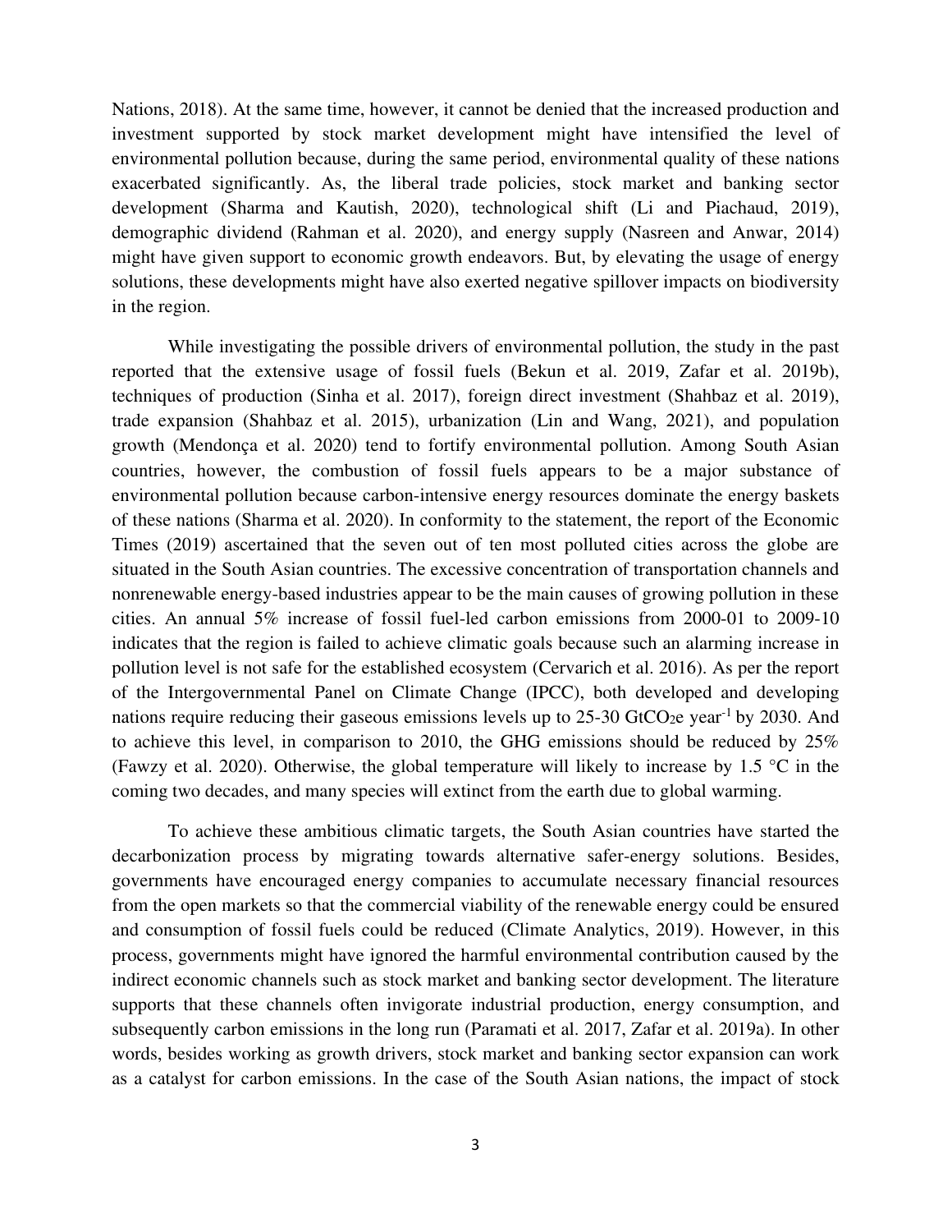Nations, 2018). At the same time, however, it cannot be denied that the increased production and investment supported by stock market development might have intensified the level of environmental pollution because, during the same period, environmental quality of these nations exacerbated significantly. As, the liberal trade policies, stock market and banking sector development (Sharma and Kautish, 2020), technological shift (Li and Piachaud, 2019), demographic dividend (Rahman et al. 2020), and energy supply (Nasreen and Anwar, 2014) might have given support to economic growth endeavors. But, by elevating the usage of energy solutions, these developments might have also exerted negative spillover impacts on biodiversity in the region.

While investigating the possible drivers of environmental pollution, the study in the past reported that the extensive usage of fossil fuels (Bekun et al. 2019, Zafar et al. 2019b), techniques of production (Sinha et al. 2017), foreign direct investment (Shahbaz et al. 2019), trade expansion (Shahbaz et al. 2015), urbanization (Lin and Wang, 2021), and population growth (Mendonça et al. 2020) tend to fortify environmental pollution. Among South Asian countries, however, the combustion of fossil fuels appears to be a major substance of environmental pollution because carbon-intensive energy resources dominate the energy baskets of these nations (Sharma et al. 2020). In conformity to the statement, the report of the Economic Times (2019) ascertained that the seven out of ten most polluted cities across the globe are situated in the South Asian countries. The excessive concentration of transportation channels and nonrenewable energy-based industries appear to be the main causes of growing pollution in these cities. An annual 5% increase of fossil fuel-led carbon emissions from 2000-01 to 2009-10 indicates that the region is failed to achieve climatic goals because such an alarming increase in pollution level is not safe for the established ecosystem (Cervarich et al. 2016). As per the report of the Intergovernmental Panel on Climate Change (IPCC), both developed and developing nations require reducing their gaseous emissions levels up to 25-30 $GtCO_{2}e$ $year^{-1}$ by 2030. And to achieve this level, in comparison to 2010, the GHG emissions should be reduced by 25% (Fawzy et al. 2020). Otherwise, the global temperature will likely to increase by 1.5 °C in the coming two decades, and many species will extinct from the earth due to global warming.

To achieve these ambitious climatic targets, the South Asian countries have started the decarbonization process by migrating towards alternative safer-energy solutions. Besides, governments have encouraged energy companies to accumulate necessary financial resources from the open markets so that the commercial viability of the renewable energy could be ensured and consumption of fossil fuels could be reduced (Climate Analytics, 2019). However, in this process, governments might have ignored the harmful environmental contribution caused by the indirect economic channels such as stock market and banking sector development. The literature supports that these channels often invigorate industrial production, energy consumption, and subsequently carbon emissions in the long run (Paramati et al. 2017, Zafar et al. 2019a). In other words, besides working as growth drivers, stock market and banking sector expansion can work as a catalyst for carbon emissions. In the case of the South Asian nations, the impact of stock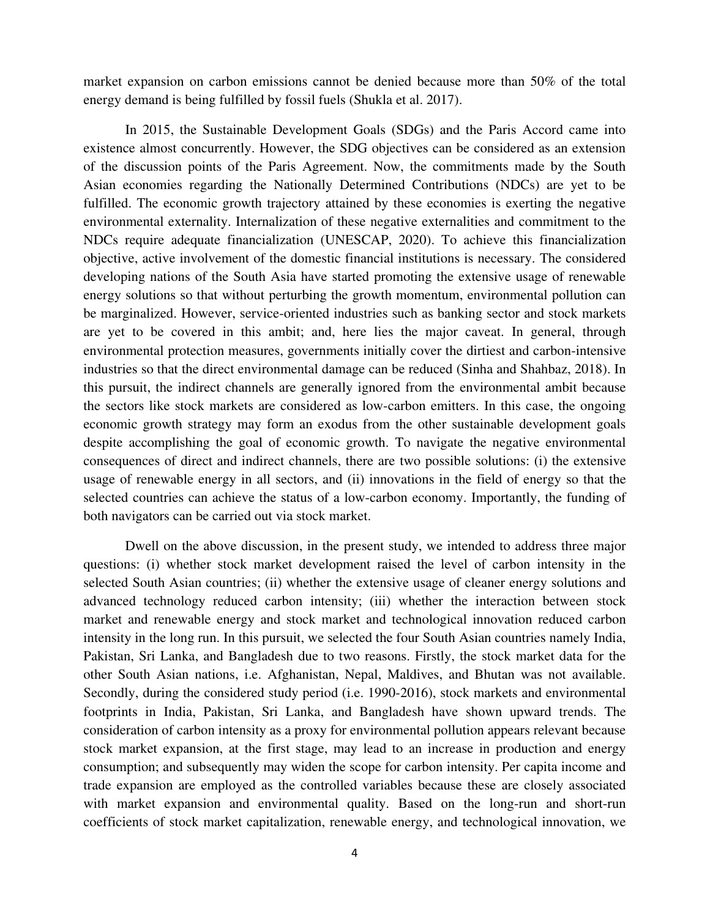market expansion on carbon emissions cannot be denied because more than 50% of the total energy demand is being fulfilled by fossil fuels (Shukla et al. 2017).

In 2015, the Sustainable Development Goals (SDGs) and the Paris Accord came into existence almost concurrently. However, the SDG objectives can be considered as an extension of the discussion points of the Paris Agreement. Now, the commitments made by the South Asian economies regarding the Nationally Determined Contributions (NDCs) are yet to be fulfilled. The economic growth trajectory attained by these economies is exerting the negative environmental externality. Internalization of these negative externalities and commitment to the NDCs require adequate financialization (UNESCAP, 2020). To achieve this financialization objective, active involvement of the domestic financial institutions is necessary. The considered developing nations of the South Asia have started promoting the extensive usage of renewable energy solutions so that without perturbing the growth momentum, environmental pollution can be marginalized. However, service-oriented industries such as banking sector and stock markets are yet to be covered in this ambit; and, here lies the major caveat. In general, through environmental protection measures, governments initially cover the dirtiest and carbon-intensive industries so that the direct environmental damage can be reduced (Sinha and Shahbaz, 2018). In this pursuit, the indirect channels are generally ignored from the environmental ambit because the sectors like stock markets are considered as low-carbon emitters. In this case, the ongoing economic growth strategy may form an exodus from the other sustainable development goals despite accomplishing the goal of economic growth. To navigate the negative environmental consequences of direct and indirect channels, there are two possible solutions: (i) the extensive usage of renewable energy in all sectors, and (ii) innovations in the field of energy so that the selected countries can achieve the status of a low-carbon economy. Importantly, the funding of both navigators can be carried out via stock market.

Dwell on the above discussion, in the present study, we intended to address three major questions: (i) whether stock market development raised the level of carbon intensity in the selected South Asian countries; (ii) whether the extensive usage of cleaner energy solutions and advanced technology reduced carbon intensity; (iii) whether the interaction between stock market and renewable energy and stock market and technological innovation reduced carbon intensity in the long run. In this pursuit, we selected the four South Asian countries namely India, Pakistan, Sri Lanka, and Bangladesh due to two reasons. Firstly, the stock market data for the other South Asian nations, i.e. Afghanistan, Nepal, Maldives, and Bhutan was not available. Secondly, during the considered study period (i.e. 1990-2016), stock markets and environmental footprints in India, Pakistan, Sri Lanka, and Bangladesh have shown upward trends. The consideration of carbon intensity as a proxy for environmental pollution appears relevant because stock market expansion, at the first stage, may lead to an increase in production and energy consumption; and subsequently may widen the scope for carbon intensity. Per capita income and trade expansion are employed as the controlled variables because these are closely associated with market expansion and environmental quality. Based on the long-run and short-run coefficients of stock market capitalization, renewable energy, and technological innovation, we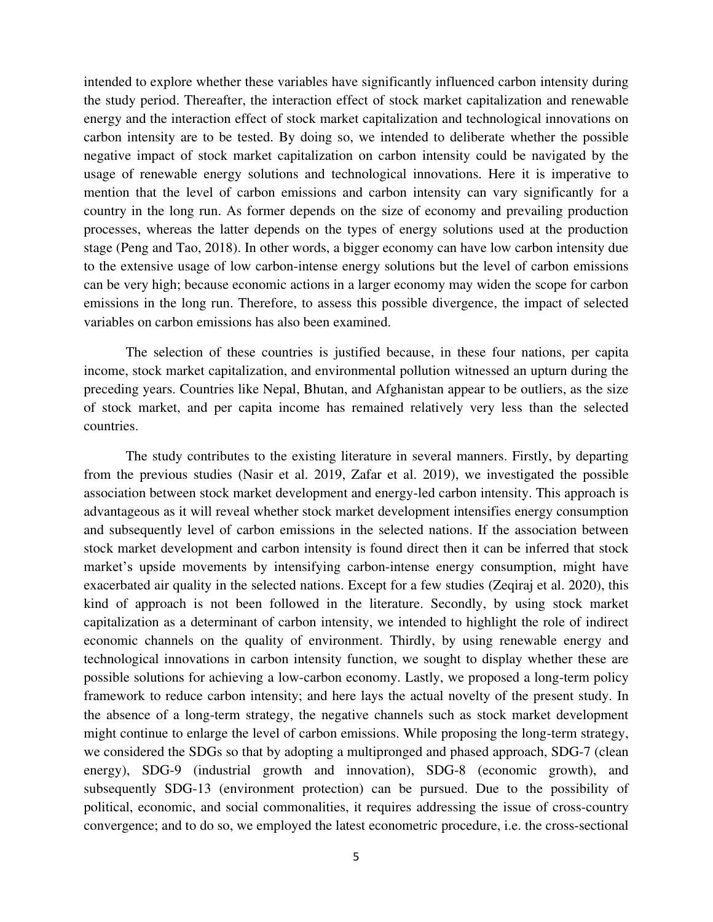intended to explore whether these variables have significantly influenced carbon intensity during the study period. Thereafter, the interaction effect of stock market capitalization and renewable energy and the interaction effect of stock market capitalization and technological innovations on carbon intensity are to be tested. By doing so, we intended to deliberate whether the possible negative impact of stock market capitalization on carbon intensity could be navigated by the usage of renewable energy solutions and technological innovations. Here it is imperative to mention that the level of carbon emissions and carbon intensity can vary significantly for a country in the long run. As former depends on the size of economy and prevailing production processes, whereas the latter depends on the types of energy solutions used at the production stage (Peng and Tao, 2018). In other words, a bigger economy can have low carbon intensity due to the extensive usage of low carbon-intense energy solutions but the level of carbon emissions can be very high; because economic actions in a larger economy may widen the scope for carbon emissions in the long run. Therefore, to assess this possible divergence, the impact of selected variables on carbon emissions has also been examined.

The selection of these countries is justified because, in these four nations, per capita income, stock market capitalization, and environmental pollution witnessed an upturn during the preceding years. Countries like Nepal, Bhutan, and Afghanistan appear to be outliers, as the size of stock market, and per capita income has remained relatively very less than the selected countries.

The study contributes to the existing literature in several manners. Firstly, by departing from the previous studies (Nasir et al. 2019, Zafar et al. 2019), we investigated the possible association between stock market development and energy-led carbon intensity. This approach is advantageous as it will reveal whether stock market development intensifies energy consumption and subsequently level of carbon emissions in the selected nations. If the association between stock market development and carbon intensity is found direct then it can be inferred that stock market's upside movements by intensifying carbon-intense energy consumption, might have exacerbated air quality in the selected nations. Except for a few studies (Zeqiraj et al. 2020), this kind of approach is not been followed in the literature. Secondly, by using stock market capitalization as a determinant of carbon intensity, we intended to highlight the role of indirect economic channels on the quality of environment. Thirdly, by using renewable energy and technological innovations in carbon intensity function, we sought to display whether these are possible solutions for achieving a low-carbon economy. Lastly, we proposed a long-term policy framework to reduce carbon intensity; and here lays the actual novelty of the present study. In the absence of a long-term strategy, the negative channels such as stock market development might continue to enlarge the level of carbon emissions. While proposing the long-term strategy, we considered the SDGs so that by adopting a multipronged and phased approach, SDG-7 (clean energy), SDG-9 (industrial growth and innovation), SDG-8 (economic growth), and subsequently SDG-13 (environment protection) can be pursued. Due to the possibility of political, economic, and social commonalities, it requires addressing the issue of cross-country convergence; and to do so, we employed the latest econometric procedure, i.e. the cross-sectional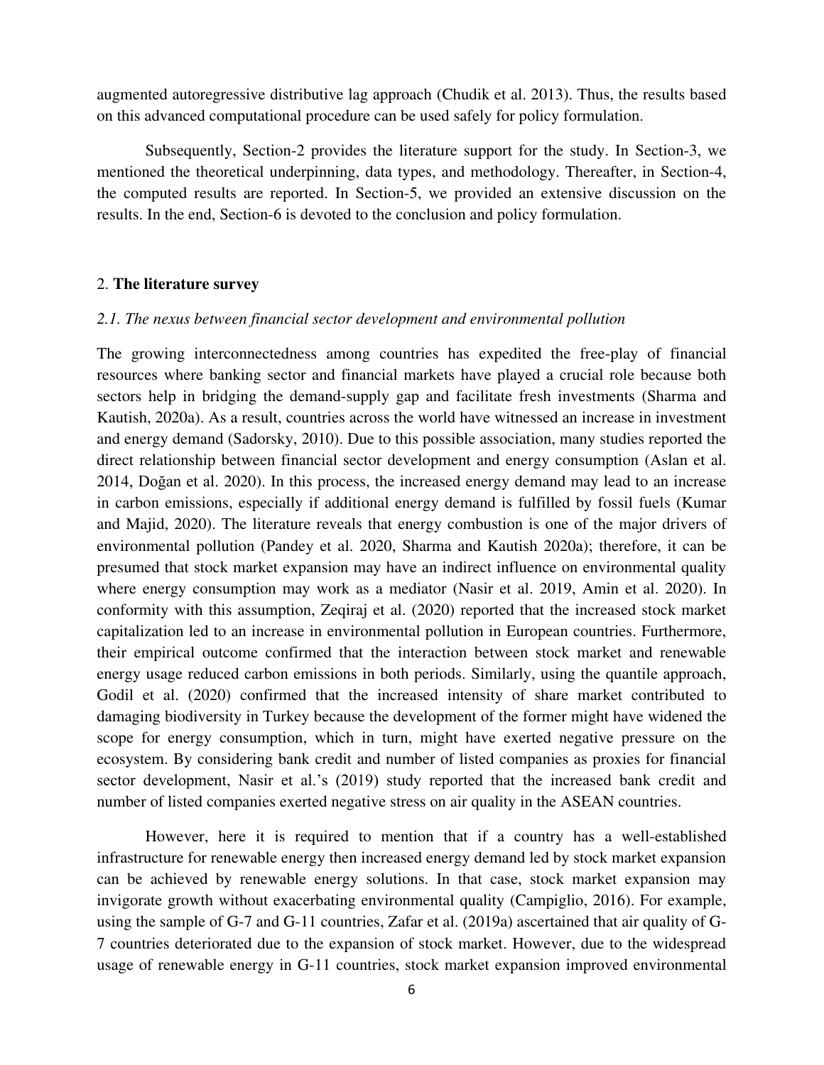augmented autoregressive distributive lag approach (Chudik et al. 2013). Thus, the results based on this advanced computational procedure can be used safely for policy formulation.

Subsequently, Section-2 provides the literature support for the study. In Section-3, we mentioned the theoretical underpinning, data types, and methodology. Thereafter, in Section-4, the computed results are reported. In Section-5, we provided an extensive discussion on the results. In the end, Section-6 is devoted to the conclusion and policy formulation.

## 2. **The literature survey**

### *2.1. The nexus between financial sector development and environmental pollution*

The growing interconnectedness among countries has expedited the free-play of financial resources where banking sector and financial markets have played a crucial role because both sectors help in bridging the demand-supply gap and facilitate fresh investments (Sharma and Kautish, 2020a). As a result, countries across the world have witnessed an increase in investment and energy demand (Sadorsky, 2010). Due to this possible association, many studies reported the direct relationship between financial sector development and energy consumption (Aslan et al. 2014, Doğan et al. 2020). In this process, the increased energy demand may lead to an increase in carbon emissions, especially if additional energy demand is fulfilled by fossil fuels (Kumar and Majid, 2020). The literature reveals that energy combustion is one of the major drivers of environmental pollution (Pandey et al. 2020, Sharma and Kautish 2020a); therefore, it can be presumed that stock market expansion may have an indirect influence on environmental quality where energy consumption may work as a mediator (Nasir et al. 2019, Amin et al. 2020). In conformity with this assumption, Zeqiraj et al. (2020) reported that the increased stock market capitalization led to an increase in environmental pollution in European countries. Furthermore, their empirical outcome confirmed that the interaction between stock market and renewable energy usage reduced carbon emissions in both periods. Similarly, using the quantile approach, Godil et al. (2020) confirmed that the increased intensity of share market contributed to damaging biodiversity in Turkey because the development of the former might have widened the scope for energy consumption, which in turn, might have exerted negative pressure on the ecosystem. By considering bank credit and number of listed companies as proxies for financial sector development, Nasir et al.'s (2019) study reported that the increased bank credit and number of listed companies exerted negative stress on air quality in the ASEAN countries.

However, here it is required to mention that if a country has a well-established infrastructure for renewable energy then increased energy demand led by stock market expansion can be achieved by renewable energy solutions. In that case, stock market expansion may invigorate growth without exacerbating environmental quality (Campiglio, 2016). For example, using the sample of G-7 and G-11 countries, Zafar et al. (2019a) ascertained that air quality of G-7 countries deteriorated due to the expansion of stock market. However, due to the widespread usage of renewable energy in G-11 countries, stock market expansion improved environmental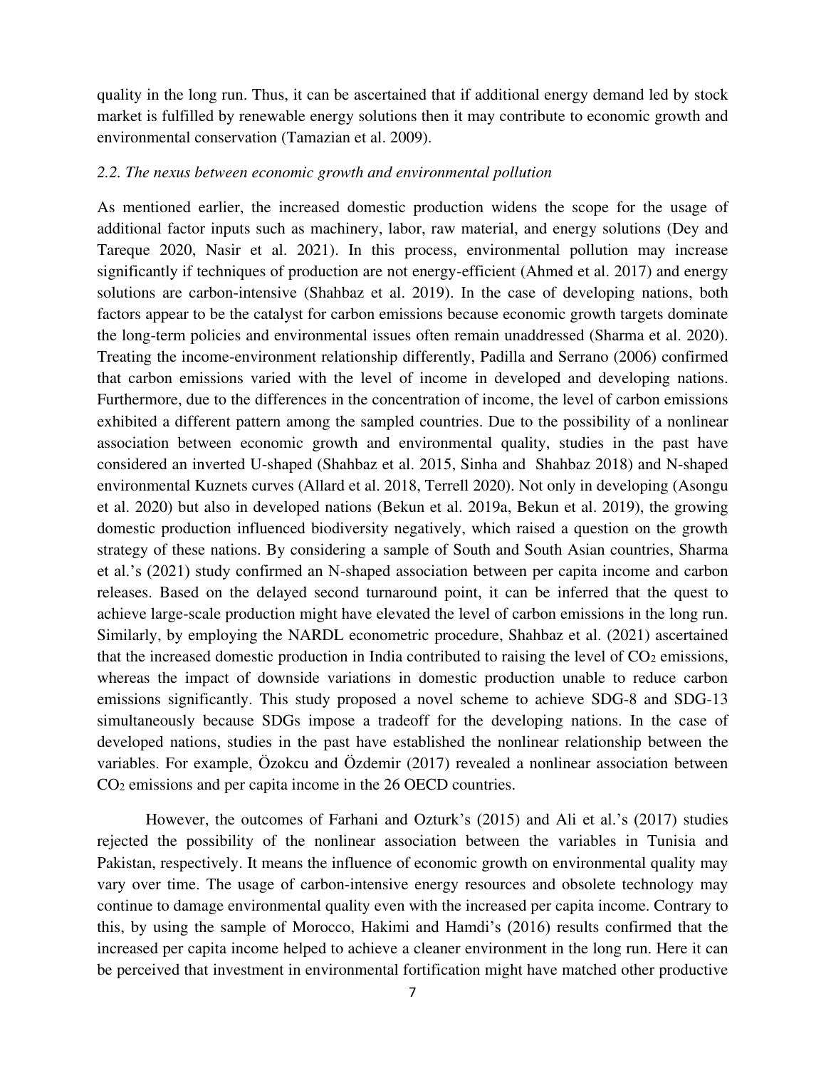quality in the long run. Thus, it can be ascertained that if additional energy demand led by stock market is fulfilled by renewable energy solutions then it may contribute to economic growth and environmental conservation (Tamazian et al. 2009).

### *2.2. The nexus between economic growth and environmental pollution*

As mentioned earlier, the increased domestic production widens the scope for the usage of additional factor inputs such as machinery, labor, raw material, and energy solutions (Dey and Tareque 2020, Nasir et al. 2021). In this process, environmental pollution may increase significantly if techniques of production are not energy-efficient (Ahmed et al. 2017) and energy solutions are carbon-intensive (Shahbaz et al. 2019). In the case of developing nations, both factors appear to be the catalyst for carbon emissions because economic growth targets dominate the long-term policies and environmental issues often remain unaddressed (Sharma et al. 2020). Treating the income-environment relationship differently, Padilla and Serrano (2006) confirmed that carbon emissions varied with the level of income in developed and developing nations. Furthermore, due to the differences in the concentration of income, the level of carbon emissions exhibited a different pattern among the sampled countries. Due to the possibility of a nonlinear association between economic growth and environmental quality, studies in the past have considered an inverted U-shaped (Shahbaz et al. 2015, Sinha and Shahbaz 2018) and N-shaped environmental Kuznets curves (Allard et al. 2018, Terrell 2020). Not only in developing (Asongu et al. 2020) but also in developed nations (Bekun et al. 2019a, Bekun et al. 2019), the growing domestic production influenced biodiversity negatively, which raised a question on the growth strategy of these nations. By considering a sample of South and South Asian countries, Sharma et al.'s (2021) study confirmed an N-shaped association between per capita income and carbon releases. Based on the delayed second turnaround point, it can be inferred that the quest to achieve large-scale production might have elevated the level of carbon emissions in the long run. Similarly, by employing the NARDL econometric procedure, Shahbaz et al. (2021) ascertained that the increased domestic production in India contributed to raising the level of $CO_2$ emissions, whereas the impact of downside variations in domestic production unable to reduce carbon emissions significantly. This study proposed a novel scheme to achieve SDG-8 and SDG-13 simultaneously because SDGs impose a tradeoff for the developing nations. In the case of developed nations, studies in the past have established the nonlinear relationship between the variables. For example, Özokcu and Özdemir (2017) revealed a nonlinear association between $CO_2$ emissions and per capita income in the 26 OECD countries.

However, the outcomes of Farhani and Ozturk's (2015) and Ali et al.'s (2017) studies rejected the possibility of the nonlinear association between the variables in Tunisia and Pakistan, respectively. It means the influence of economic growth on environmental quality may vary over time. The usage of carbon-intensive energy resources and obsolete technology may continue to damage environmental quality even with the increased per capita income. Contrary to this, by using the sample of Morocco, Hakimi and Hamdi's (2016) results confirmed that the increased per capita income helped to achieve a cleaner environment in the long run. Here it can be perceived that investment in environmental fortification might have matched other productive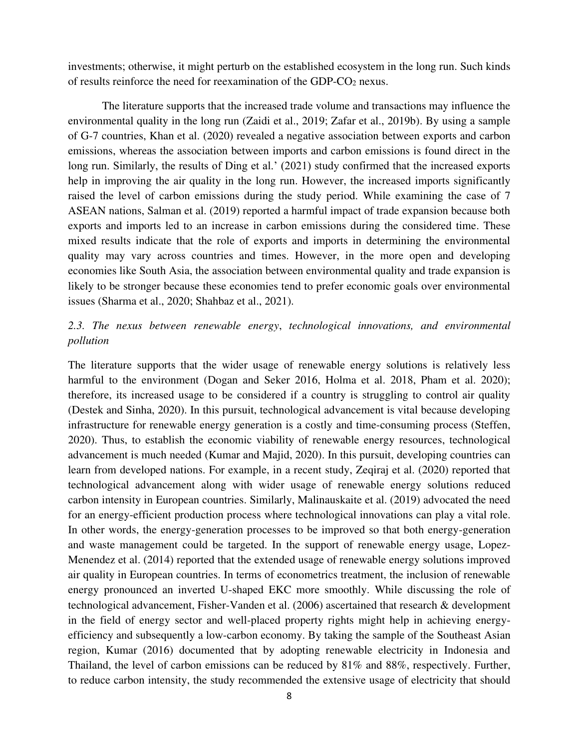investments; otherwise, it might perturb on the established ecosystem in the long run. Such kinds of results reinforce the need for reexamination of the GDP-$CO_2$ nexus.

The literature supports that the increased trade volume and transactions may influence the environmental quality in the long run (Zaidi et al., 2019; Zafar et al., 2019b). By using a sample of G-7 countries, Khan et al. (2020) revealed a negative association between exports and carbon emissions, whereas the association between imports and carbon emissions is found direct in the long run. Similarly, the results of Ding et al.' (2021) study confirmed that the increased exports help in improving the air quality in the long run. However, the increased imports significantly raised the level of carbon emissions during the study period. While examining the case of 7 ASEAN nations, Salman et al. (2019) reported a harmful impact of trade expansion because both exports and imports led to an increase in carbon emissions during the considered time. These mixed results indicate that the role of exports and imports in determining the environmental quality may vary across countries and times. However, in the more open and developing economies like South Asia, the association between environmental quality and trade expansion is likely to be stronger because these economies tend to prefer economic goals over environmental issues (Sharma et al., 2020; Shahbaz et al., 2021).

## *2.3. The nexus between renewable energy, technological innovations, and environmental pollution*

The literature supports that the wider usage of renewable energy solutions is relatively less harmful to the environment (Dogan and Seker 2016, Holma et al. 2018, Pham et al. 2020); therefore, its increased usage to be considered if a country is struggling to control air quality (Destek and Sinha, 2020). In this pursuit, technological advancement is vital because developing infrastructure for renewable energy generation is a costly and time-consuming process (Steffen, 2020). Thus, to establish the economic viability of renewable energy resources, technological advancement is much needed (Kumar and Majid, 2020). In this pursuit, developing countries can learn from developed nations. For example, in a recent study, Zeqiraj et al. (2020) reported that technological advancement along with wider usage of renewable energy solutions reduced carbon intensity in European countries. Similarly, Malinauskaite et al. (2019) advocated the need for an energy-efficient production process where technological innovations can play a vital role. In other words, the energy-generation processes to be improved so that both energy-generation and waste management could be targeted. In the support of renewable energy usage, Lopez-Menendez et al. (2014) reported that the extended usage of renewable energy solutions improved air quality in European countries. In terms of econometrics treatment, the inclusion of renewable energy pronounced an inverted U-shaped EKC more smoothly. While discussing the role of technological advancement, Fisher-Vanden et al. (2006) ascertained that research & development in the field of energy sector and well-placed property rights might help in achieving energy-efficiency and subsequently a low-carbon economy. By taking the sample of the Southeast Asian region, Kumar (2016) documented that by adopting renewable electricity in Indonesia and Thailand, the level of carbon emissions can be reduced by 81% and 88%, respectively. Further, to reduce carbon intensity, the study recommended the extensive usage of electricity that should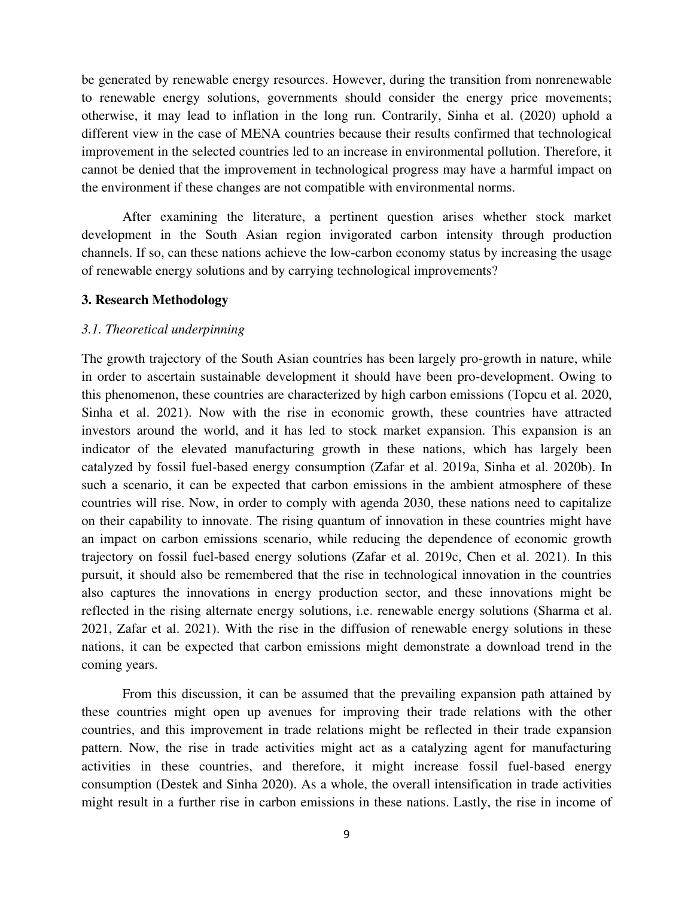be generated by renewable energy resources. However, during the transition from nonrenewable to renewable energy solutions, governments should consider the energy price movements; otherwise, it may lead to inflation in the long run. Contrarily, Sinha et al. (2020) uphold a different view in the case of MENA countries because their results confirmed that technological improvement in the selected countries led to an increase in environmental pollution. Therefore, it cannot be denied that the improvement in technological progress may have a harmful impact on the environment if these changes are not compatible with environmental norms.

After examining the literature, a pertinent question arises whether stock market development in the South Asian region invigorated carbon intensity through production channels. If so, can these nations achieve the low-carbon economy status by increasing the usage of renewable energy solutions and by carrying technological improvements?

## 3. Research Methodology

### *3.1. Theoretical underpinning*

The growth trajectory of the South Asian countries has been largely pro-growth in nature, while in order to ascertain sustainable development it should have been pro-development. Owing to this phenomenon, these countries are characterized by high carbon emissions (Topcu et al. 2020, Sinha et al. 2021). Now with the rise in economic growth, these countries have attracted investors around the world, and it has led to stock market expansion. This expansion is an indicator of the elevated manufacturing growth in these nations, which has largely been catalyzed by fossil fuel-based energy consumption (Zafar et al. 2019a, Sinha et al. 2020b). In such a scenario, it can be expected that carbon emissions in the ambient atmosphere of these countries will rise. Now, in order to comply with agenda 2030, these nations need to capitalize on their capability to innovate. The rising quantum of innovation in these countries might have an impact on carbon emissions scenario, while reducing the dependence of economic growth trajectory on fossil fuel-based energy solutions (Zafar et al. 2019c, Chen et al. 2021). In this pursuit, it should also be remembered that the rise in technological innovation in the countries also captures the innovations in energy production sector, and these innovations might be reflected in the rising alternate energy solutions, i.e. renewable energy solutions (Sharma et al. 2021, Zafar et al. 2021). With the rise in the diffusion of renewable energy solutions in these nations, it can be expected that carbon emissions might demonstrate a download trend in the coming years.

From this discussion, it can be assumed that the prevailing expansion path attained by these countries might open up avenues for improving their trade relations with the other countries, and this improvement in trade relations might be reflected in their trade expansion pattern. Now, the rise in trade activities might act as a catalyzing agent for manufacturing activities in these countries, and therefore, it might increase fossil fuel-based energy consumption (Destek and Sinha 2020). As a whole, the overall intensification in trade activities might result in a further rise in carbon emissions in these nations. Lastly, the rise in income of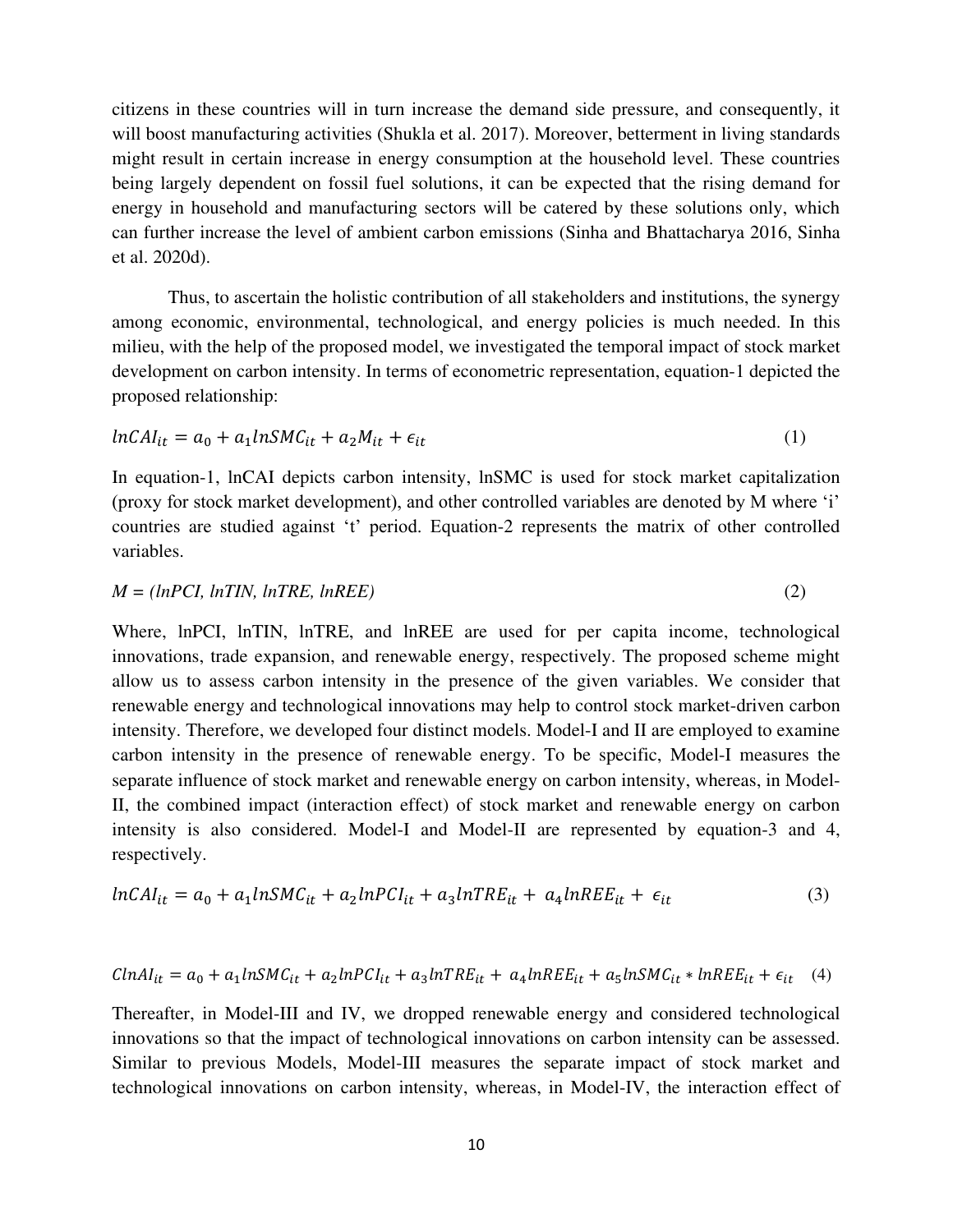citizens in these countries will in turn increase the demand side pressure, and consequently, it will boost manufacturing activities (Shukla et al. 2017). Moreover, betterment in living standards might result in certain increase in energy consumption at the household level. These countries being largely dependent on fossil fuel solutions, it can be expected that the rising demand for energy in household and manufacturing sectors will be catered by these solutions only, which can further increase the level of ambient carbon emissions (Sinha and Bhattacharya 2016, Sinha et al. 2020d).

Thus, to ascertain the holistic contribution of all stakeholders and institutions, the synergy among economic, environmental, technological, and energy policies is much needed. In this milieu, with the help of the proposed model, we investigated the temporal impact of stock market development on carbon intensity. In terms of econometric representation, equation-1 depicted the proposed relationship:

$$lnCAI_{it} = a_0 + a_1 lnSMC_{it} + a_2 M_{it} + \epsilon_{it} \tag{1}$$

In equation-1, lnCAI depicts carbon intensity, lnSMC is used for stock market capitalization (proxy for stock market development), and other controlled variables are denoted by M where 'i' countries are studied against 't' period. Equation-2 represents the matrix of other controlled variables.

$$M = (lnPCI,\ lnTIN,\ lnTRE,\ lnREE) \tag{2}$$

Where, lnPCI, lnTIN, lnTRE, and lnREE are used for per capita income, technological innovations, trade expansion, and renewable energy, respectively. The proposed scheme might allow us to assess carbon intensity in the presence of the given variables. We consider that renewable energy and technological innovations may help to control stock market-driven carbon intensity. Therefore, we developed four distinct models. Model-I and II are employed to examine carbon intensity in the presence of renewable energy. To be specific, Model-I measures the separate influence of stock market and renewable energy on carbon intensity, whereas, in Model-II, the combined impact (interaction effect) of stock market and renewable energy on carbon intensity is also considered. Model-I and Model-II are represented by equation-3 and 4, respectively.

$$lnCAI_{it} = a_0 + a_1 lnSMC_{it} + a_2 lnPCI_{it} + a_3 lnTRE_{it} + a_4 lnREE_{it} + \epsilon_{it} \tag{3}$$

$$ClnAI_{it} = a_0 + a_1 lnSMC_{it} + a_2 lnPCI_{it} + a_3 lnTRE_{it} + a_4 lnREE_{it} + a_5 lnSMC_{it} * lnREE_{it} + \epsilon_{it} \tag{4}$$

Thereafter, in Model-III and IV, we dropped renewable energy and considered technological innovations so that the impact of technological innovations on carbon intensity can be assessed. Similar to previous Models, Model-III measures the separate impact of stock market and technological innovations on carbon intensity, whereas, in Model-IV, the interaction effect of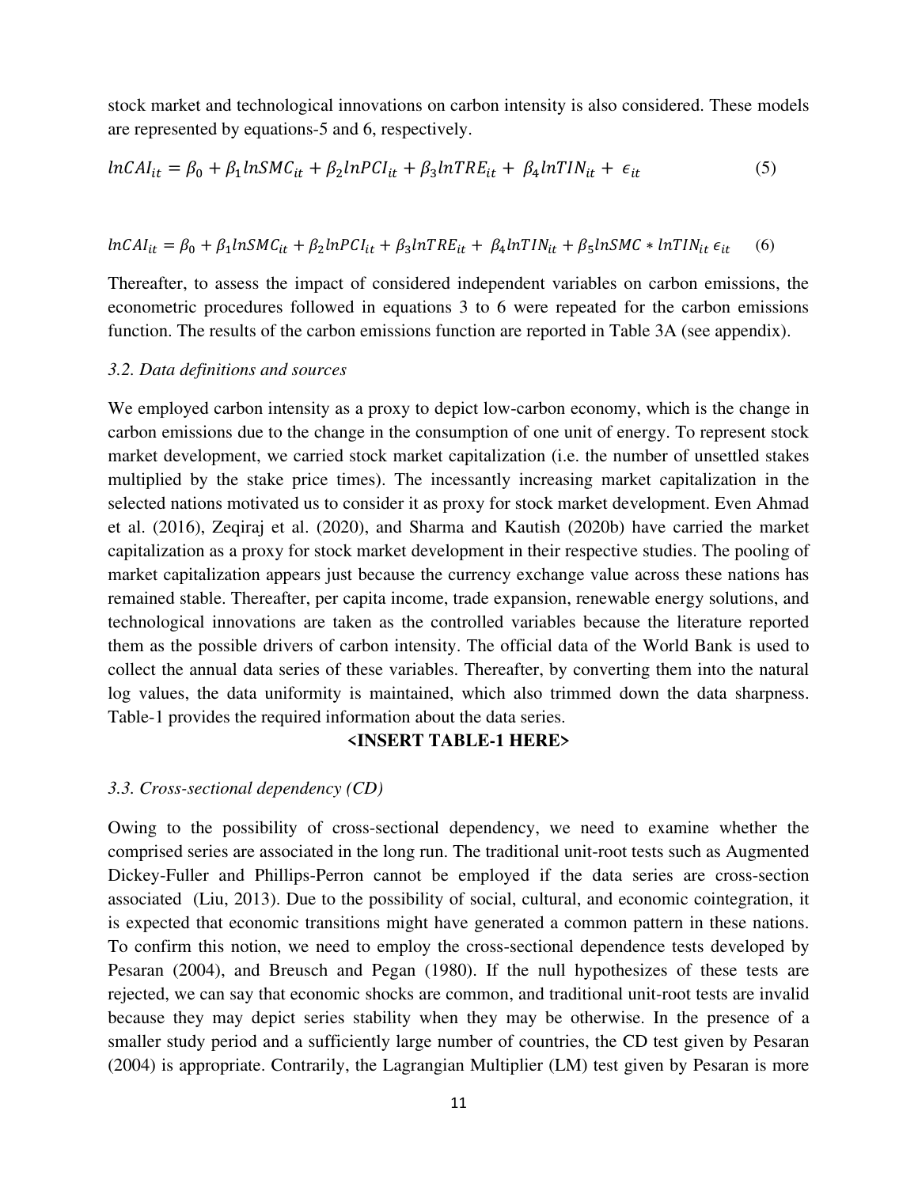stock market and technological innovations on carbon intensity is also considered. These models are represented by equations-5 and 6, respectively.

$$lnCAI_{it} = \beta_0 + \beta_1 lnSMC_{it} + \beta_2 lnPCI_{it} + \beta_3 lnTRE_{it} + \beta_4 lnTIN_{it} + \epsilon_{it} \quad (5)$$

$$lnCAI_{it} = \beta_0 + \beta_1 lnSMC_{it} + \beta_2 lnPCI_{it} + \beta_3 lnTRE_{it} + \beta_4 lnTIN_{it} + \beta_5 lnSMC * lnTIN_{it}\, \epsilon_{it} \quad (6)$$

Thereafter, to assess the impact of considered independent variables on carbon emissions, the econometric procedures followed in equations 3 to 6 were repeated for the carbon emissions function. The results of the carbon emissions function are reported in Table 3A (see appendix).

### *3.2. Data definitions and sources*

We employed carbon intensity as a proxy to depict low-carbon economy, which is the change in carbon emissions due to the change in the consumption of one unit of energy. To represent stock market development, we carried stock market capitalization (i.e. the number of unsettled stakes multiplied by the stake price times). The incessantly increasing market capitalization in the selected nations motivated us to consider it as proxy for stock market development. Even Ahmad et al. (2016), Zeqiraj et al. (2020), and Sharma and Kautish (2020b) have carried the market capitalization as a proxy for stock market development in their respective studies. The pooling of market capitalization appears just because the currency exchange value across these nations has remained stable. Thereafter, per capita income, trade expansion, renewable energy solutions, and technological innovations are taken as the controlled variables because the literature reported them as the possible drivers of carbon intensity. The official data of the World Bank is used to collect the annual data series of these variables. Thereafter, by converting them into the natural log values, the data uniformity is maintained, which also trimmed down the data sharpness. Table-1 provides the required information about the data series.

**<INSERT TABLE-1 HERE>**

### *3.3. Cross-sectional dependency (CD)*

Owing to the possibility of cross-sectional dependency, we need to examine whether the comprised series are associated in the long run. The traditional unit-root tests such as Augmented Dickey-Fuller and Phillips-Perron cannot be employed if the data series are cross-section associated (Liu, 2013). Due to the possibility of social, cultural, and economic cointegration, it is expected that economic transitions might have generated a common pattern in these nations. To confirm this notion, we need to employ the cross-sectional dependence tests developed by Pesaran (2004), and Breusch and Pegan (1980). If the null hypothesizes of these tests are rejected, we can say that economic shocks are common, and traditional unit-root tests are invalid because they may depict series stability when they may be otherwise. In the presence of a smaller study period and a sufficiently large number of countries, the CD test given by Pesaran (2004) is appropriate. Contrarily, the Lagrangian Multiplier (LM) test given by Pesaran is more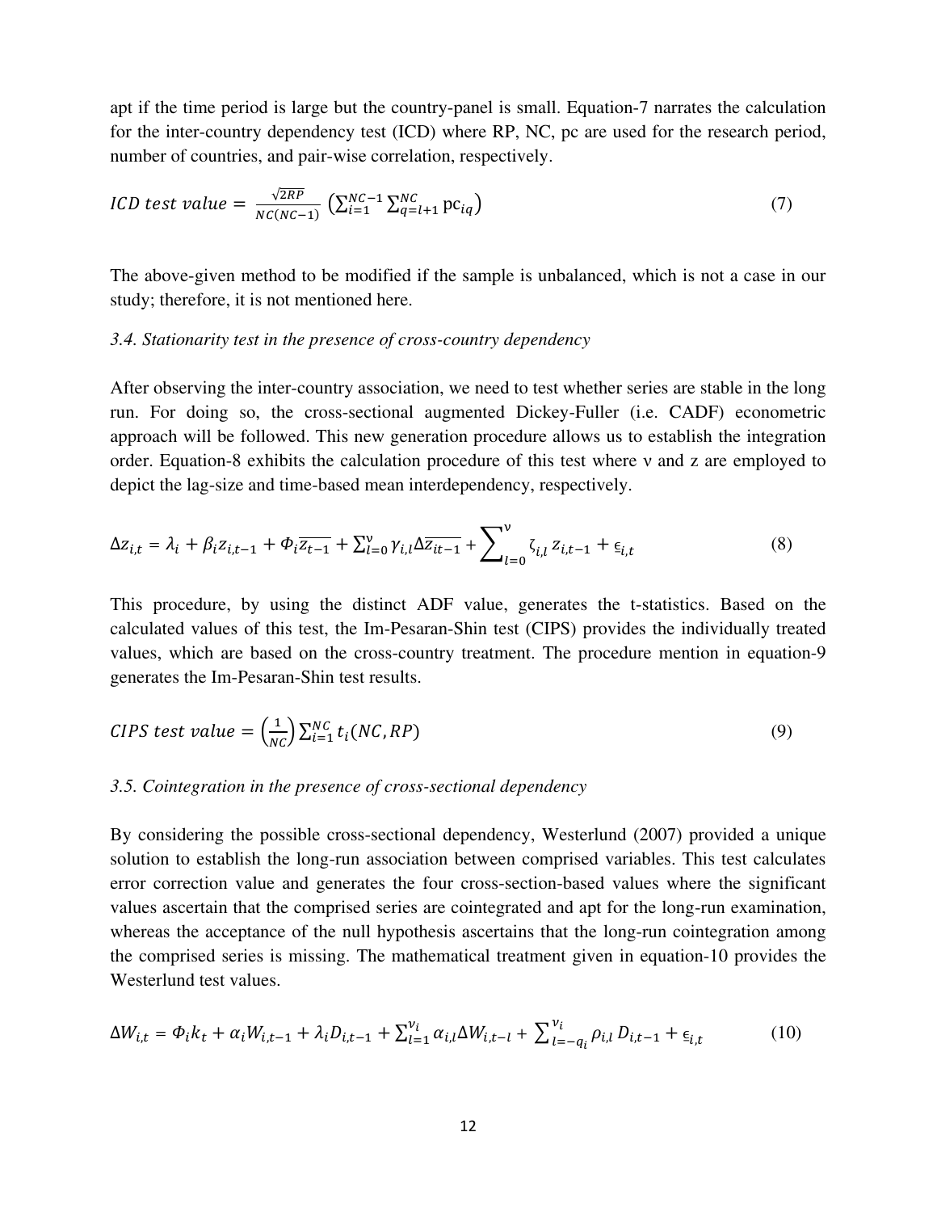apt if the time period is large but the country-panel is small. Equation-7 narrates the calculation for the inter-country dependency test (ICD) where RP, NC, pc are used for the research period, number of countries, and pair-wise correlation, respectively.

$$ICD\ test\ value = \frac{\sqrt{2RP}}{NC(NC-1)} \left( \sum_{i=1}^{NC-1} \sum_{q=l+1}^{NC} \mathrm{pc}_{iq} \right) \tag{7}$$

The above-given method to be modified if the sample is unbalanced, which is not a case in our study; therefore, it is not mentioned here.

*3.4. Stationarity test in the presence of cross-country dependency*

After observing the inter-country association, we need to test whether series are stable in the long run. For doing so, the cross-sectional augmented Dickey-Fuller (i.e. CADF) econometric approach will be followed. This new generation procedure allows us to establish the integration order. Equation-8 exhibits the calculation procedure of this test where ν and z are employed to depict the lag-size and time-based mean interdependency, respectively.

$$\Delta z_{i,t} = \lambda_i + \beta_i z_{i,t-1} + \Phi_i \overline{z_{t-1}} + \sum_{l=0}^{\nu} \gamma_{i,l} \Delta \overline{z_{it-1}} + \sum_{l=0}^{\nu} \zeta_{i,l}\, z_{i,t-1} + \epsilon_{i,t} \tag{8}$$

This procedure, by using the distinct ADF value, generates the t-statistics. Based on the calculated values of this test, the Im-Pesaran-Shin test (CIPS) provides the individually treated values, which are based on the cross-country treatment. The procedure mention in equation-9 generates the Im-Pesaran-Shin test results.

$$CIPS\ test\ value = \left(\frac{1}{NC}\right) \sum_{i=1}^{NC} t_i(NC, RP) \tag{9}$$

*3.5. Cointegration in the presence of cross-sectional dependency*

By considering the possible cross-sectional dependency, Westerlund (2007) provided a unique solution to establish the long-run association between comprised variables. This test calculates error correction value and generates the four cross-section-based values where the significant values ascertain that the comprised series are cointegrated and apt for the long-run examination, whereas the acceptance of the null hypothesis ascertains that the long-run cointegration among the comprised series is missing. The mathematical treatment given in equation-10 provides the Westerlund test values.

$$\Delta W_{i,t} = \Phi_i k_t + \alpha_i W_{i,t-1} + \lambda_i D_{i,t-1} + \sum_{l=1}^{\nu_i} \alpha_{i,l} \Delta W_{i,t-l} + \sum_{l=-q_i}^{\nu_i} \rho_{i,l}\, D_{i,t-1} + \epsilon_{i,t} \tag{10}$$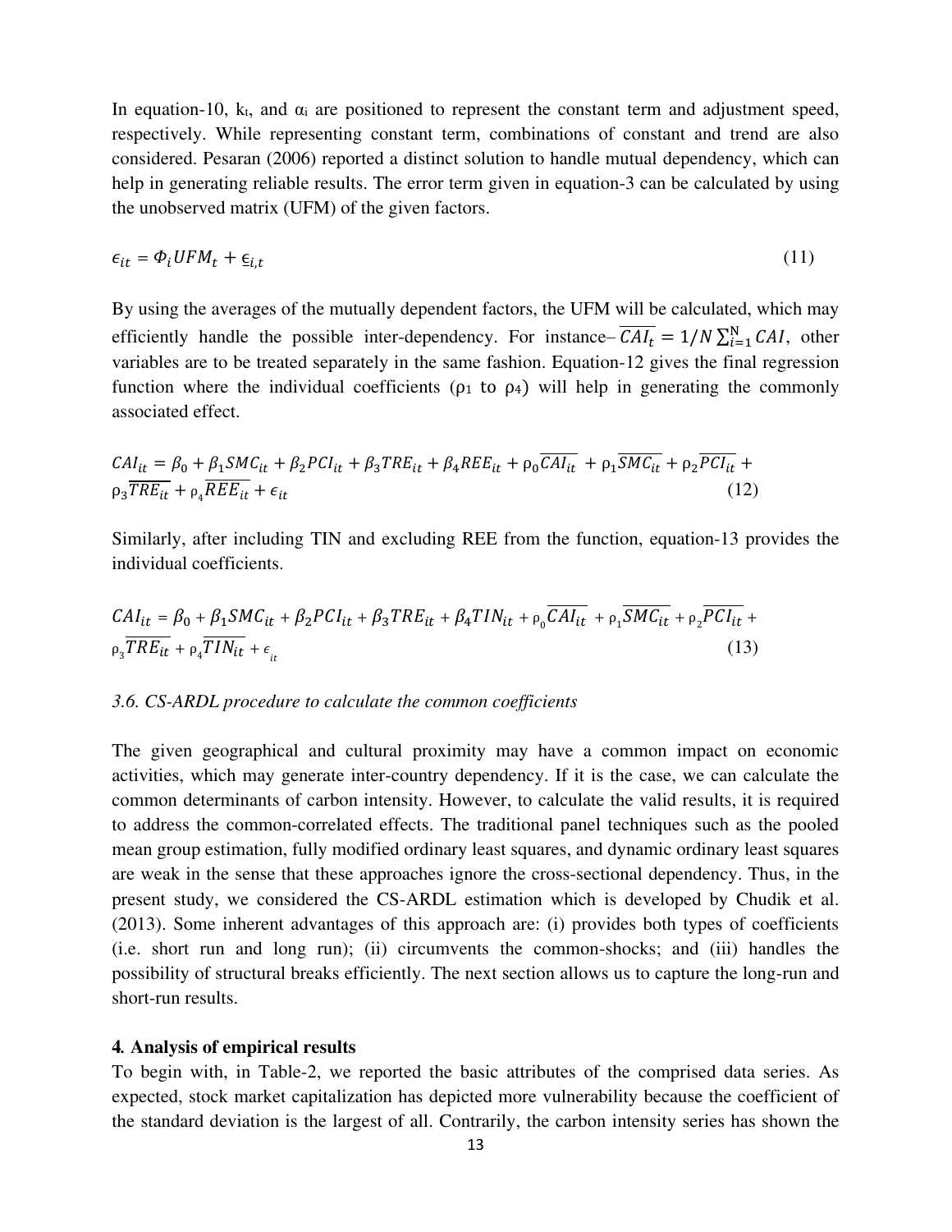In equation-10, $k_t$, and $\alpha_i$ are positioned to represent the constant term and adjustment speed, respectively. While representing constant term, combinations of constant and trend are also considered. Pesaran (2006) reported a distinct solution to handle mutual dependency, which can help in generating reliable results. The error term given in equation-3 can be calculated by using the unobserved matrix (UFM) of the given factors.

$$\epsilon_{it} = \Phi_i UFM_t + \epsilon_{i,t} \tag{11}$$

By using the averages of the mutually dependent factors, the UFM will be calculated, which may efficiently handle the possible inter-dependency. For instance– $\overline{CAI_t} = 1/N \sum_{i=1}^{N} CAI$, other variables are to be treated separately in the same fashion. Equation-12 gives the final regression function where the individual coefficients ($\rho_1$ to $\rho_4$) will help in generating the commonly associated effect.

$$CAI_{it} = \beta_0 + \beta_1 SMC_{it} + \beta_2 PCI_{it} + \beta_3 TRE_{it} + \beta_4 REE_{it} + \rho_0 \overline{CAI_{it}} + \rho_1 \overline{SMC_{it}} + \rho_2 \overline{PCI_{it}} + \rho_3 \overline{TRE_{it}} + \rho_4 \overline{REE_{it}} + \epsilon_{it} \tag{12}$$

Similarly, after including TIN and excluding REE from the function, equation-13 provides the individual coefficients.

$$CAI_{it} = \beta_0 + \beta_1 SMC_{it} + \beta_2 PCI_{it} + \beta_3 TRE_{it} + \beta_4 TIN_{it} + \rho_0 \overline{CAI_{it}} + \rho_1 \overline{SMC_{it}} + \rho_2 \overline{PCI_{it}} + \rho_3 \overline{TRE_{it}} + \rho_4 \overline{TIN_{it}} + \epsilon_{it} \tag{13}$$

### *3.6. CS-ARDL procedure to calculate the common coefficients*

The given geographical and cultural proximity may have a common impact on economic activities, which may generate inter-country dependency. If it is the case, we can calculate the common determinants of carbon intensity. However, to calculate the valid results, it is required to address the common-correlated effects. The traditional panel techniques such as the pooled mean group estimation, fully modified ordinary least squares, and dynamic ordinary least squares are weak in the sense that these approaches ignore the cross-sectional dependency. Thus, in the present study, we considered the CS-ARDL estimation which is developed by Chudik et al. (2013). Some inherent advantages of this approach are: (i) provides both types of coefficients (i.e. short run and long run); (ii) circumvents the common-shocks; and (iii) handles the possibility of structural breaks efficiently. The next section allows us to capture the long-run and short-run results.

## 4. Analysis of empirical results

To begin with, in Table-2, we reported the basic attributes of the comprised data series. As expected, stock market capitalization has depicted more vulnerability because the coefficient of the standard deviation is the largest of all. Contrarily, the carbon intensity series has shown the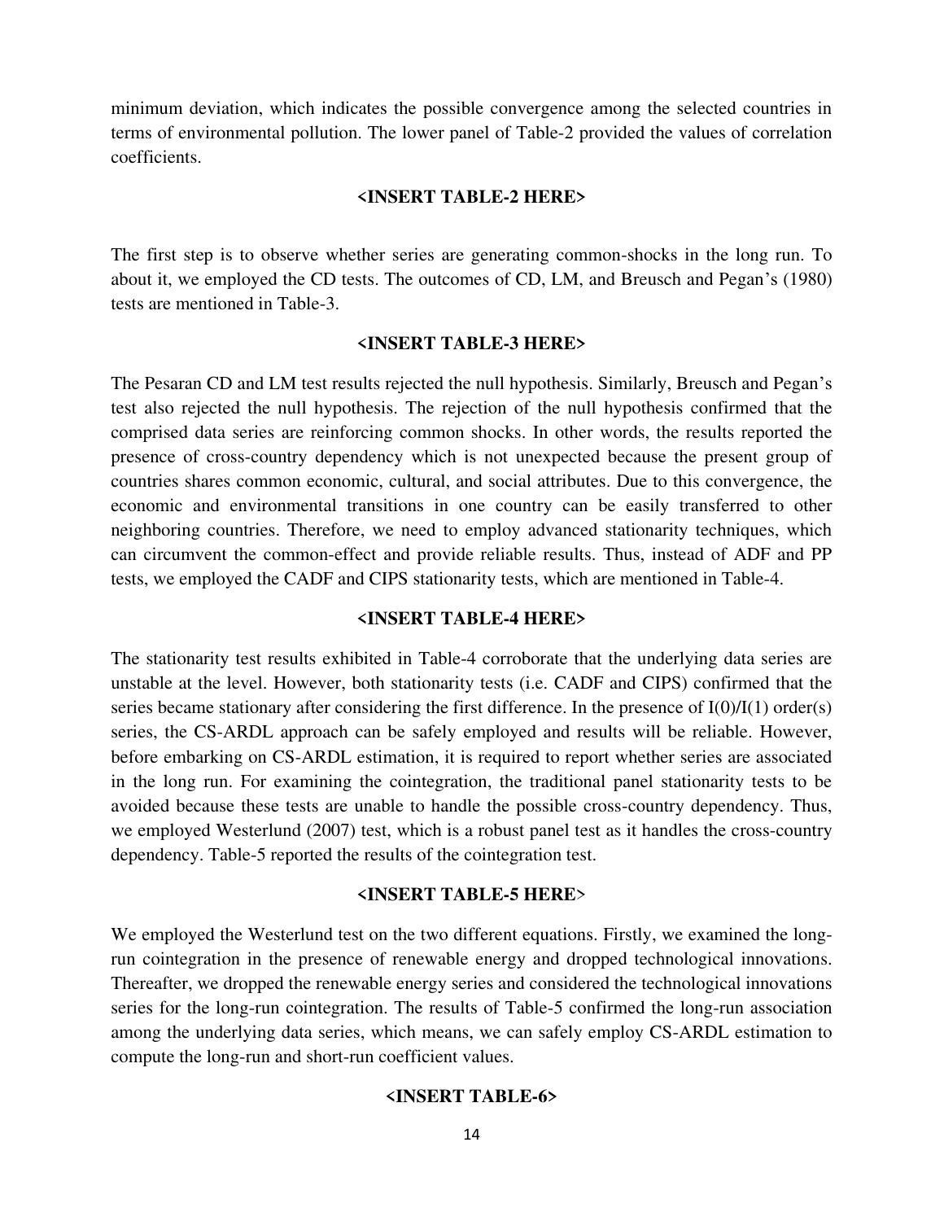minimum deviation, which indicates the possible convergence among the selected countries in terms of environmental pollution. The lower panel of Table-2 provided the values of correlation coefficients.

**<INSERT TABLE-2 HERE>**

The first step is to observe whether series are generating common-shocks in the long run. To about it, we employed the CD tests. The outcomes of CD, LM, and Breusch and Pegan's (1980) tests are mentioned in Table-3.

**<INSERT TABLE-3 HERE>**

The Pesaran CD and LM test results rejected the null hypothesis. Similarly, Breusch and Pegan's test also rejected the null hypothesis. The rejection of the null hypothesis confirmed that the comprised data series are reinforcing common shocks. In other words, the results reported the presence of cross-country dependency which is not unexpected because the present group of countries shares common economic, cultural, and social attributes. Due to this convergence, the economic and environmental transitions in one country can be easily transferred to other neighboring countries. Therefore, we need to employ advanced stationarity techniques, which can circumvent the common-effect and provide reliable results. Thus, instead of ADF and PP tests, we employed the CADF and CIPS stationarity tests, which are mentioned in Table-4.

**<INSERT TABLE-4 HERE>**

The stationarity test results exhibited in Table-4 corroborate that the underlying data series are unstable at the level. However, both stationarity tests (i.e. CADF and CIPS) confirmed that the series became stationary after considering the first difference. In the presence of I(0)/I(1) order(s) series, the CS-ARDL approach can be safely employed and results will be reliable. However, before embarking on CS-ARDL estimation, it is required to report whether series are associated in the long run. For examining the cointegration, the traditional panel stationarity tests to be avoided because these tests are unable to handle the possible cross-country dependency. Thus, we employed Westerlund (2007) test, which is a robust panel test as it handles the cross-country dependency. Table-5 reported the results of the cointegration test.

**<INSERT TABLE-5 HERE>**

We employed the Westerlund test on the two different equations. Firstly, we examined the long-run cointegration in the presence of renewable energy and dropped technological innovations. Thereafter, we dropped the renewable energy series and considered the technological innovations series for the long-run cointegration. The results of Table-5 confirmed the long-run association among the underlying data series, which means, we can safely employ CS-ARDL estimation to compute the long-run and short-run coefficient values.

**<INSERT TABLE-6>**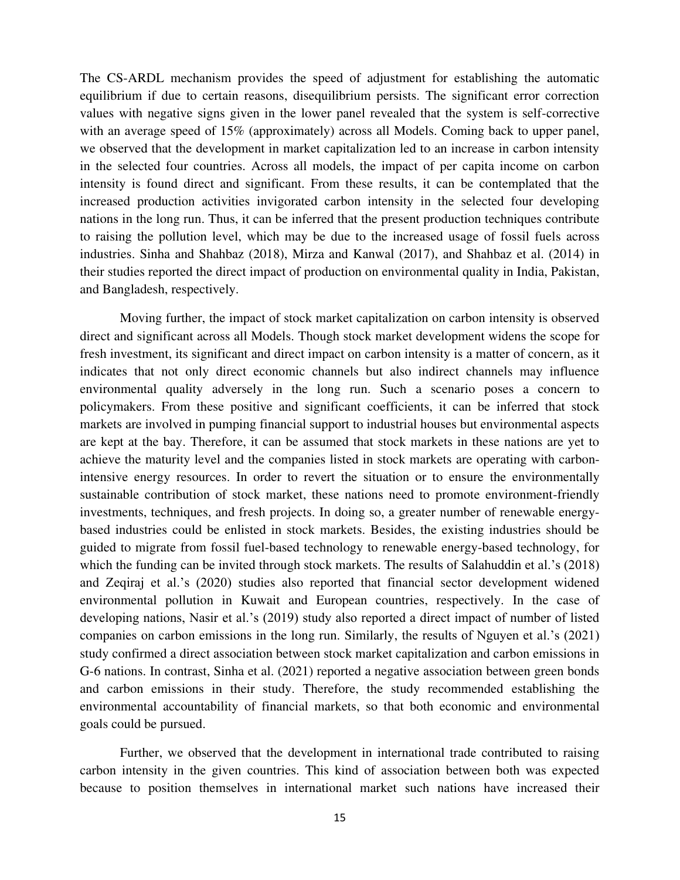The CS-ARDL mechanism provides the speed of adjustment for establishing the automatic equilibrium if due to certain reasons, disequilibrium persists. The significant error correction values with negative signs given in the lower panel revealed that the system is self-corrective with an average speed of 15% (approximately) across all Models. Coming back to upper panel, we observed that the development in market capitalization led to an increase in carbon intensity in the selected four countries. Across all models, the impact of per capita income on carbon intensity is found direct and significant. From these results, it can be contemplated that the increased production activities invigorated carbon intensity in the selected four developing nations in the long run. Thus, it can be inferred that the present production techniques contribute to raising the pollution level, which may be due to the increased usage of fossil fuels across industries. Sinha and Shahbaz (2018), Mirza and Kanwal (2017), and Shahbaz et al. (2014) in their studies reported the direct impact of production on environmental quality in India, Pakistan, and Bangladesh, respectively.

Moving further, the impact of stock market capitalization on carbon intensity is observed direct and significant across all Models. Though stock market development widens the scope for fresh investment, its significant and direct impact on carbon intensity is a matter of concern, as it indicates that not only direct economic channels but also indirect channels may influence environmental quality adversely in the long run. Such a scenario poses a concern to policymakers. From these positive and significant coefficients, it can be inferred that stock markets are involved in pumping financial support to industrial houses but environmental aspects are kept at the bay. Therefore, it can be assumed that stock markets in these nations are yet to achieve the maturity level and the companies listed in stock markets are operating with carbon-intensive energy resources. In order to revert the situation or to ensure the environmentally sustainable contribution of stock market, these nations need to promote environment-friendly investments, techniques, and fresh projects. In doing so, a greater number of renewable energy-based industries could be enlisted in stock markets. Besides, the existing industries should be guided to migrate from fossil fuel-based technology to renewable energy-based technology, for which the funding can be invited through stock markets. The results of Salahuddin et al.'s (2018) and Zeqiraj et al.'s (2020) studies also reported that financial sector development widened environmental pollution in Kuwait and European countries, respectively. In the case of developing nations, Nasir et al.'s (2019) study also reported a direct impact of number of listed companies on carbon emissions in the long run. Similarly, the results of Nguyen et al.'s (2021) study confirmed a direct association between stock market capitalization and carbon emissions in G-6 nations. In contrast, Sinha et al. (2021) reported a negative association between green bonds and carbon emissions in their study. Therefore, the study recommended establishing the environmental accountability of financial markets, so that both economic and environmental goals could be pursued.

Further, we observed that the development in international trade contributed to raising carbon intensity in the given countries. This kind of association between both was expected because to position themselves in international market such nations have increased their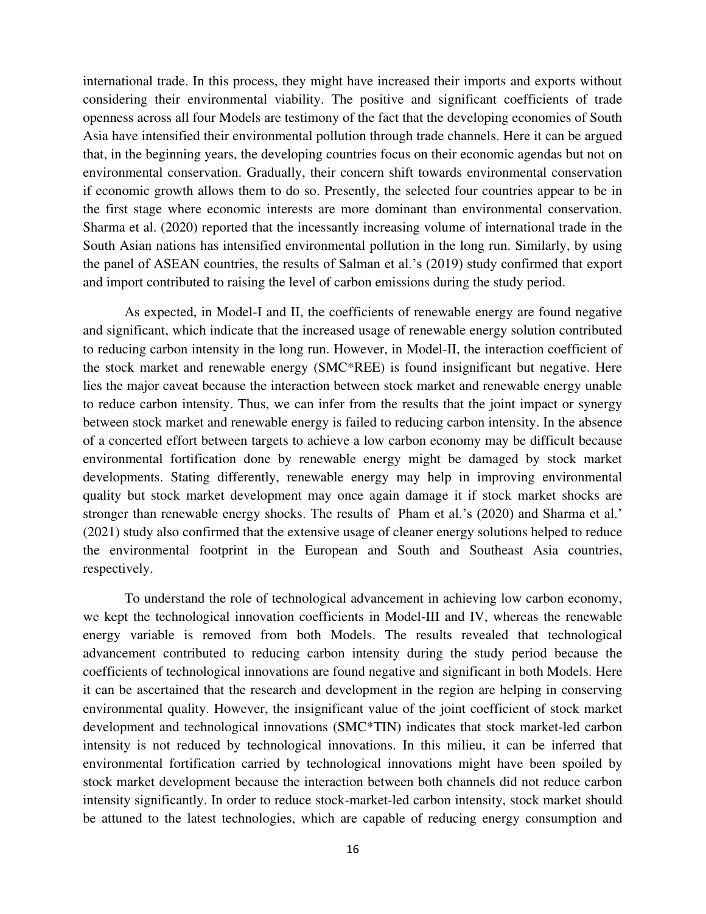international trade. In this process, they might have increased their imports and exports without considering their environmental viability. The positive and significant coefficients of trade openness across all four Models are testimony of the fact that the developing economies of South Asia have intensified their environmental pollution through trade channels. Here it can be argued that, in the beginning years, the developing countries focus on their economic agendas but not on environmental conservation. Gradually, their concern shift towards environmental conservation if economic growth allows them to do so. Presently, the selected four countries appear to be in the first stage where economic interests are more dominant than environmental conservation. Sharma et al. (2020) reported that the incessantly increasing volume of international trade in the South Asian nations has intensified environmental pollution in the long run. Similarly, by using the panel of ASEAN countries, the results of Salman et al.'s (2019) study confirmed that export and import contributed to raising the level of carbon emissions during the study period.

As expected, in Model-I and II, the coefficients of renewable energy are found negative and significant, which indicate that the increased usage of renewable energy solution contributed to reducing carbon intensity in the long run. However, in Model-II, the interaction coefficient of the stock market and renewable energy (SMC*REE) is found insignificant but negative. Here lies the major caveat because the interaction between stock market and renewable energy unable to reduce carbon intensity. Thus, we can infer from the results that the joint impact or synergy between stock market and renewable energy is failed to reducing carbon intensity. In the absence of a concerted effort between targets to achieve a low carbon economy may be difficult because environmental fortification done by renewable energy might be damaged by stock market developments. Stating differently, renewable energy may help in improving environmental quality but stock market development may once again damage it if stock market shocks are stronger than renewable energy shocks. The results of Pham et al.'s (2020) and Sharma et al.' (2021) study also confirmed that the extensive usage of cleaner energy solutions helped to reduce the environmental footprint in the European and South and Southeast Asia countries, respectively.

To understand the role of technological advancement in achieving low carbon economy, we kept the technological innovation coefficients in Model-III and IV, whereas the renewable energy variable is removed from both Models. The results revealed that technological advancement contributed to reducing carbon intensity during the study period because the coefficients of technological innovations are found negative and significant in both Models. Here it can be ascertained that the research and development in the region are helping in conserving environmental quality. However, the insignificant value of the joint coefficient of stock market development and technological innovations (SMC*TIN) indicates that stock market-led carbon intensity is not reduced by technological innovations. In this milieu, it can be inferred that environmental fortification carried by technological innovations might have been spoiled by stock market development because the interaction between both channels did not reduce carbon intensity significantly. In order to reduce stock-market-led carbon intensity, stock market should be attuned to the latest technologies, which are capable of reducing energy consumption and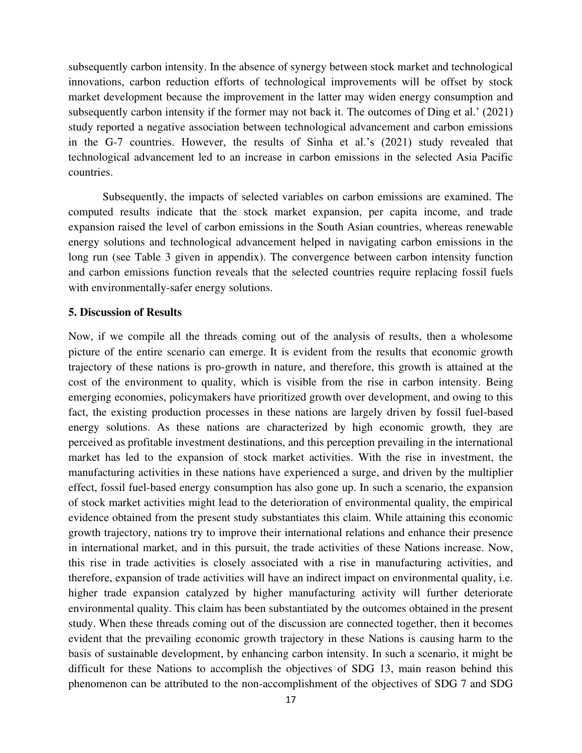subsequently carbon intensity. In the absence of synergy between stock market and technological innovations, carbon reduction efforts of technological improvements will be offset by stock market development because the improvement in the latter may widen energy consumption and subsequently carbon intensity if the former may not back it. The outcomes of Ding et al.' (2021) study reported a negative association between technological advancement and carbon emissions in the G-7 countries. However, the results of Sinha et al.'s (2021) study revealed that technological advancement led to an increase in carbon emissions in the selected Asia Pacific countries.

Subsequently, the impacts of selected variables on carbon emissions are examined. The computed results indicate that the stock market expansion, per capita income, and trade expansion raised the level of carbon emissions in the South Asian countries, whereas renewable energy solutions and technological advancement helped in navigating carbon emissions in the long run (see Table 3 given in appendix). The convergence between carbon intensity function and carbon emissions function reveals that the selected countries require replacing fossil fuels with environmentally-safer energy solutions.

## 5. Discussion of Results

Now, if we compile all the threads coming out of the analysis of results, then a wholesome picture of the entire scenario can emerge. It is evident from the results that economic growth trajectory of these nations is pro-growth in nature, and therefore, this growth is attained at the cost of the environment to quality, which is visible from the rise in carbon intensity. Being emerging economies, policymakers have prioritized growth over development, and owing to this fact, the existing production processes in these nations are largely driven by fossil fuel-based energy solutions. As these nations are characterized by high economic growth, they are perceived as profitable investment destinations, and this perception prevailing in the international market has led to the expansion of stock market activities. With the rise in investment, the manufacturing activities in these nations have experienced a surge, and driven by the multiplier effect, fossil fuel-based energy consumption has also gone up. In such a scenario, the expansion of stock market activities might lead to the deterioration of environmental quality, the empirical evidence obtained from the present study substantiates this claim. While attaining this economic growth trajectory, nations try to improve their international relations and enhance their presence in international market, and in this pursuit, the trade activities of these Nations increase. Now, this rise in trade activities is closely associated with a rise in manufacturing activities, and therefore, expansion of trade activities will have an indirect impact on environmental quality, i.e. higher trade expansion catalyzed by higher manufacturing activity will further deteriorate environmental quality. This claim has been substantiated by the outcomes obtained in the present study. When these threads coming out of the discussion are connected together, then it becomes evident that the prevailing economic growth trajectory in these Nations is causing harm to the basis of sustainable development, by enhancing carbon intensity. In such a scenario, it might be difficult for these Nations to accomplish the objectives of SDG 13, main reason behind this phenomenon can be attributed to the non-accomplishment of the objectives of SDG 7 and SDG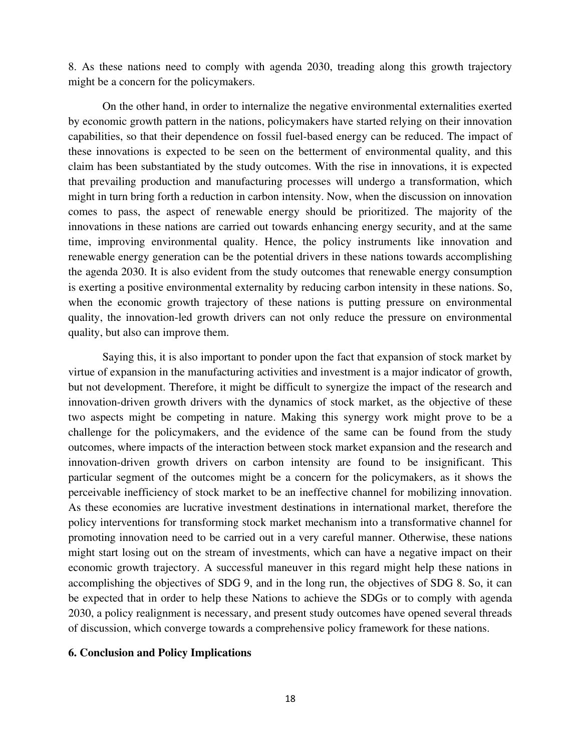8. As these nations need to comply with agenda 2030, treading along this growth trajectory might be a concern for the policymakers.

On the other hand, in order to internalize the negative environmental externalities exerted by economic growth pattern in the nations, policymakers have started relying on their innovation capabilities, so that their dependence on fossil fuel-based energy can be reduced. The impact of these innovations is expected to be seen on the betterment of environmental quality, and this claim has been substantiated by the study outcomes. With the rise in innovations, it is expected that prevailing production and manufacturing processes will undergo a transformation, which might in turn bring forth a reduction in carbon intensity. Now, when the discussion on innovation comes to pass, the aspect of renewable energy should be prioritized. The majority of the innovations in these nations are carried out towards enhancing energy security, and at the same time, improving environmental quality. Hence, the policy instruments like innovation and renewable energy generation can be the potential drivers in these nations towards accomplishing the agenda 2030. It is also evident from the study outcomes that renewable energy consumption is exerting a positive environmental externality by reducing carbon intensity in these nations. So, when the economic growth trajectory of these nations is putting pressure on environmental quality, the innovation-led growth drivers can not only reduce the pressure on environmental quality, but also can improve them.

Saying this, it is also important to ponder upon the fact that expansion of stock market by virtue of expansion in the manufacturing activities and investment is a major indicator of growth, but not development. Therefore, it might be difficult to synergize the impact of the research and innovation-driven growth drivers with the dynamics of stock market, as the objective of these two aspects might be competing in nature. Making this synergy work might prove to be a challenge for the policymakers, and the evidence of the same can be found from the study outcomes, where impacts of the interaction between stock market expansion and the research and innovation-driven growth drivers on carbon intensity are found to be insignificant. This particular segment of the outcomes might be a concern for the policymakers, as it shows the perceivable inefficiency of stock market to be an ineffective channel for mobilizing innovation. As these economies are lucrative investment destinations in international market, therefore the policy interventions for transforming stock market mechanism into a transformative channel for promoting innovation need to be carried out in a very careful manner. Otherwise, these nations might start losing out on the stream of investments, which can have a negative impact on their economic growth trajectory. A successful maneuver in this regard might help these nations in accomplishing the objectives of SDG 9, and in the long run, the objectives of SDG 8. So, it can be expected that in order to help these Nations to achieve the SDGs or to comply with agenda 2030, a policy realignment is necessary, and present study outcomes have opened several threads of discussion, which converge towards a comprehensive policy framework for these nations.

## 6. Conclusion and Policy Implications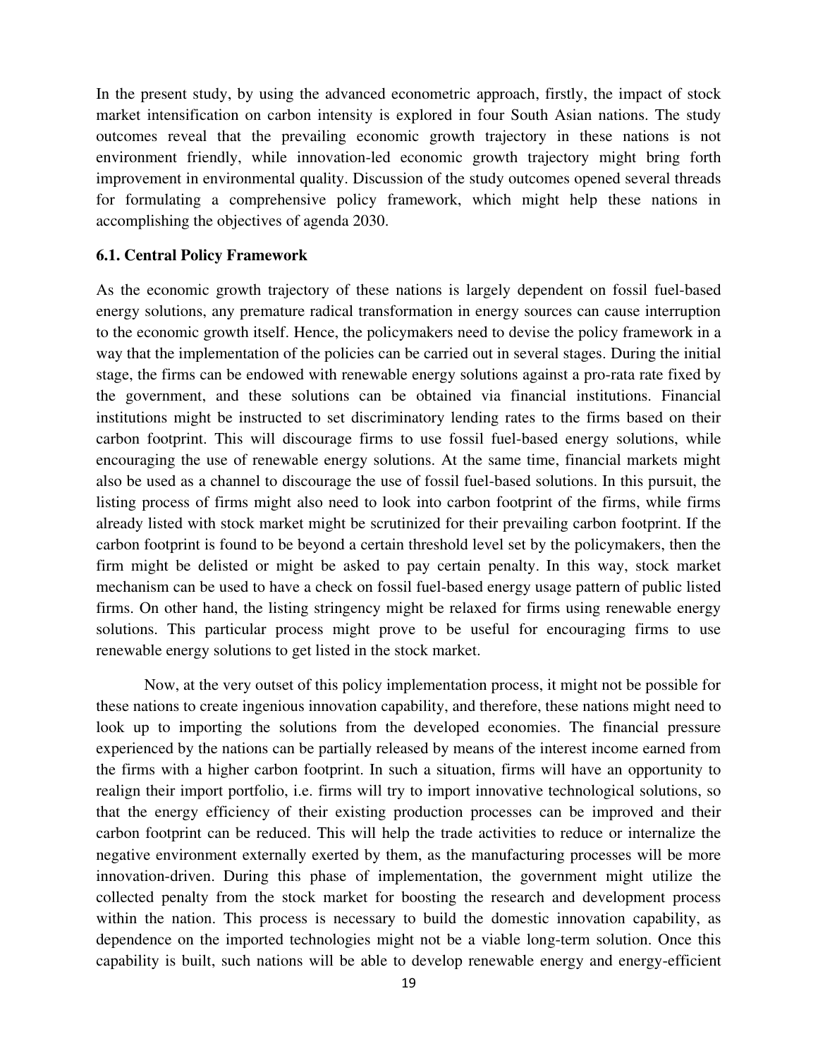In the present study, by using the advanced econometric approach, firstly, the impact of stock market intensification on carbon intensity is explored in four South Asian nations. The study outcomes reveal that the prevailing economic growth trajectory in these nations is not environment friendly, while innovation-led economic growth trajectory might bring forth improvement in environmental quality. Discussion of the study outcomes opened several threads for formulating a comprehensive policy framework, which might help these nations in accomplishing the objectives of agenda 2030.

### 6.1. Central Policy Framework

As the economic growth trajectory of these nations is largely dependent on fossil fuel-based energy solutions, any premature radical transformation in energy sources can cause interruption to the economic growth itself. Hence, the policymakers need to devise the policy framework in a way that the implementation of the policies can be carried out in several stages. During the initial stage, the firms can be endowed with renewable energy solutions against a pro-rata rate fixed by the government, and these solutions can be obtained via financial institutions. Financial institutions might be instructed to set discriminatory lending rates to the firms based on their carbon footprint. This will discourage firms to use fossil fuel-based energy solutions, while encouraging the use of renewable energy solutions. At the same time, financial markets might also be used as a channel to discourage the use of fossil fuel-based solutions. In this pursuit, the listing process of firms might also need to look into carbon footprint of the firms, while firms already listed with stock market might be scrutinized for their prevailing carbon footprint. If the carbon footprint is found to be beyond a certain threshold level set by the policymakers, then the firm might be delisted or might be asked to pay certain penalty. In this way, stock market mechanism can be used to have a check on fossil fuel-based energy usage pattern of public listed firms. On other hand, the listing stringency might be relaxed for firms using renewable energy solutions. This particular process might prove to be useful for encouraging firms to use renewable energy solutions to get listed in the stock market.

Now, at the very outset of this policy implementation process, it might not be possible for these nations to create ingenious innovation capability, and therefore, these nations might need to look up to importing the solutions from the developed economies. The financial pressure experienced by the nations can be partially released by means of the interest income earned from the firms with a higher carbon footprint. In such a situation, firms will have an opportunity to realign their import portfolio, i.e. firms will try to import innovative technological solutions, so that the energy efficiency of their existing production processes can be improved and their carbon footprint can be reduced. This will help the trade activities to reduce or internalize the negative environment externally exerted by them, as the manufacturing processes will be more innovation-driven. During this phase of implementation, the government might utilize the collected penalty from the stock market for boosting the research and development process within the nation. This process is necessary to build the domestic innovation capability, as dependence on the imported technologies might not be a viable long-term solution. Once this capability is built, such nations will be able to develop renewable energy and energy-efficient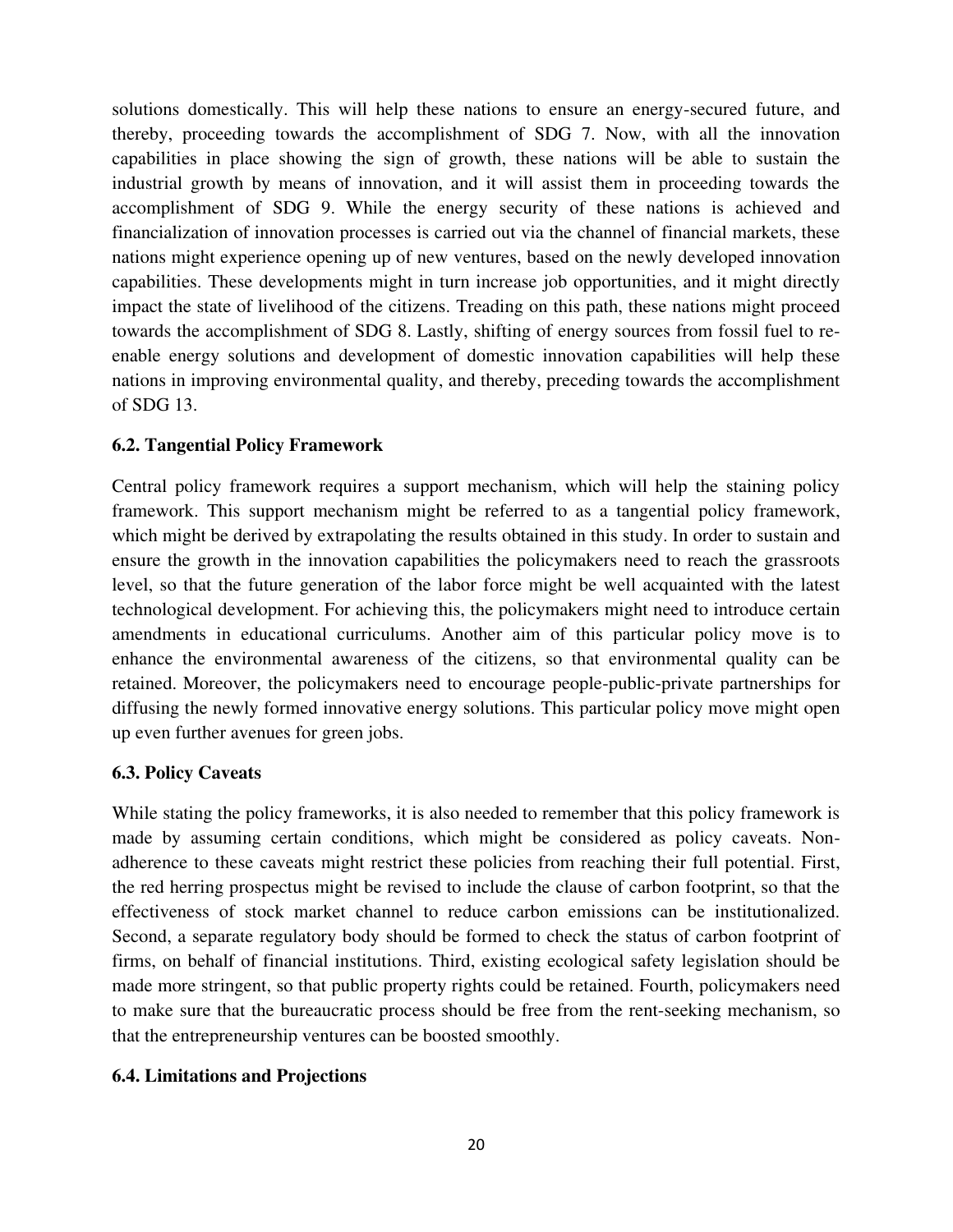solutions domestically. This will help these nations to ensure an energy-secured future, and thereby, proceeding towards the accomplishment of SDG 7. Now, with all the innovation capabilities in place showing the sign of growth, these nations will be able to sustain the industrial growth by means of innovation, and it will assist them in proceeding towards the accomplishment of SDG 9. While the energy security of these nations is achieved and financialization of innovation processes is carried out via the channel of financial markets, these nations might experience opening up of new ventures, based on the newly developed innovation capabilities. These developments might in turn increase job opportunities, and it might directly impact the state of livelihood of the citizens. Treading on this path, these nations might proceed towards the accomplishment of SDG 8. Lastly, shifting of energy sources from fossil fuel to re-enable energy solutions and development of domestic innovation capabilities will help these nations in improving environmental quality, and thereby, preceding towards the accomplishment of SDG 13.

### 6.2. Tangential Policy Framework

Central policy framework requires a support mechanism, which will help the staining policy framework. This support mechanism might be referred to as a tangential policy framework, which might be derived by extrapolating the results obtained in this study. In order to sustain and ensure the growth in the innovation capabilities the policymakers need to reach the grassroots level, so that the future generation of the labor force might be well acquainted with the latest technological development. For achieving this, the policymakers might need to introduce certain amendments in educational curriculums. Another aim of this particular policy move is to enhance the environmental awareness of the citizens, so that environmental quality can be retained. Moreover, the policymakers need to encourage people-public-private partnerships for diffusing the newly formed innovative energy solutions. This particular policy move might open up even further avenues for green jobs.

### 6.3. Policy Caveats

While stating the policy frameworks, it is also needed to remember that this policy framework is made by assuming certain conditions, which might be considered as policy caveats. Non-adherence to these caveats might restrict these policies from reaching their full potential. First, the red herring prospectus might be revised to include the clause of carbon footprint, so that the effectiveness of stock market channel to reduce carbon emissions can be institutionalized. Second, a separate regulatory body should be formed to check the status of carbon footprint of firms, on behalf of financial institutions. Third, existing ecological safety legislation should be made more stringent, so that public property rights could be retained. Fourth, policymakers need to make sure that the bureaucratic process should be free from the rent-seeking mechanism, so that the entrepreneurship ventures can be boosted smoothly.

### 6.4. Limitations and Projections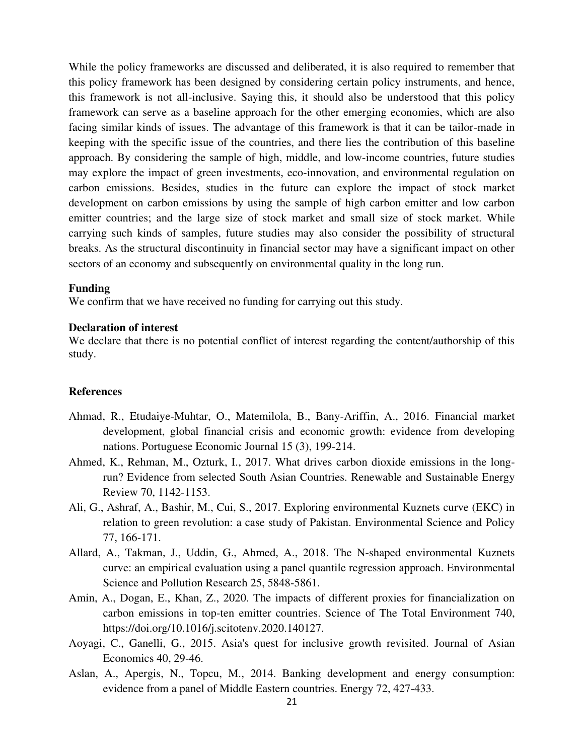While the policy frameworks are discussed and deliberated, it is also required to remember that this policy framework has been designed by considering certain policy instruments, and hence, this framework is not all-inclusive. Saying this, it should also be understood that this policy framework can serve as a baseline approach for the other emerging economies, which are also facing similar kinds of issues. The advantage of this framework is that it can be tailor-made in keeping with the specific issue of the countries, and there lies the contribution of this baseline approach. By considering the sample of high, middle, and low-income countries, future studies may explore the impact of green investments, eco-innovation, and environmental regulation on carbon emissions. Besides, studies in the future can explore the impact of stock market development on carbon emissions by using the sample of high carbon emitter and low carbon emitter countries; and the large size of stock market and small size of stock market. While carrying such kinds of samples, future studies may also consider the possibility of structural breaks. As the structural discontinuity in financial sector may have a significant impact on other sectors of an economy and subsequently on environmental quality in the long run.

**Funding**

We confirm that we have received no funding for carrying out this study.

**Declaration of interest**

We declare that there is no potential conflict of interest regarding the content/authorship of this study.

**References**

Ahmad, R., Etudaiye-Muhtar, O., Matemilola, B., Bany-Ariffin, A., 2016. Financial market development, global financial crisis and economic growth: evidence from developing nations. Portuguese Economic Journal 15 (3), 199-214.

Ahmed, K., Rehman, M., Ozturk, I., 2017. What drives carbon dioxide emissions in the long-run? Evidence from selected South Asian Countries. Renewable and Sustainable Energy Review 70, 1142-1153.

Ali, G., Ashraf, A., Bashir, M., Cui, S., 2017. Exploring environmental Kuznets curve (EKC) in relation to green revolution: a case study of Pakistan. Environmental Science and Policy 77, 166-171.

Allard, A., Takman, J., Uddin, G., Ahmed, A., 2018. The N-shaped environmental Kuznets curve: an empirical evaluation using a panel quantile regression approach. Environmental Science and Pollution Research 25, 5848-5861.

Amin, A., Dogan, E., Khan, Z., 2020. The impacts of different proxies for financialization on carbon emissions in top-ten emitter countries. Science of The Total Environment 740, https://doi.org/10.1016/j.scitotenv.2020.140127.

Aoyagi, C., Ganelli, G., 2015. Asia's quest for inclusive growth revisited. Journal of Asian Economics 40, 29-46.

Aslan, A., Apergis, N., Topcu, M., 2014. Banking development and energy consumption: evidence from a panel of Middle Eastern countries. Energy 72, 427-433.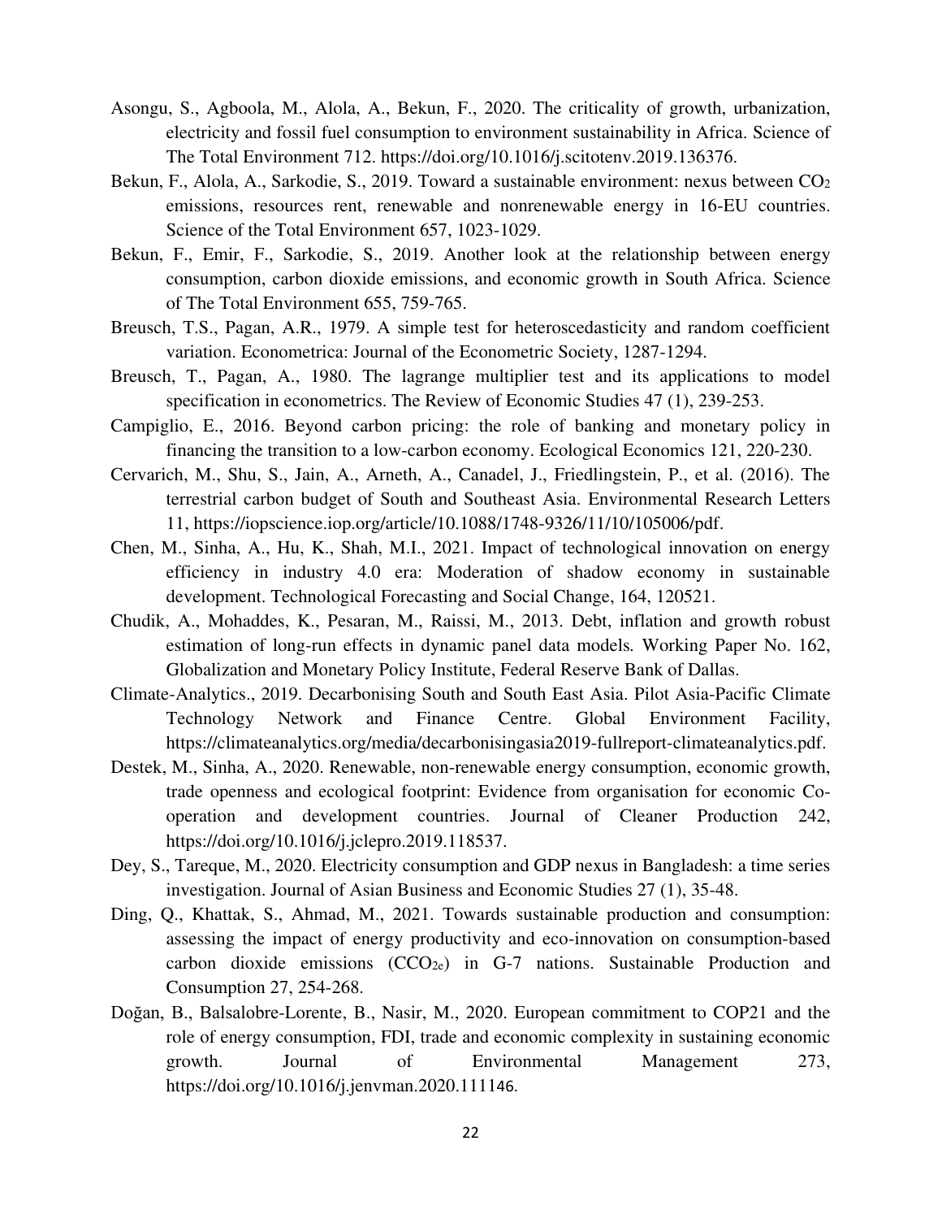Asongu, S., Agboola, M., Alola, A., Bekun, F., 2020. The criticality of growth, urbanization, electricity and fossil fuel consumption to environment sustainability in Africa. Science of The Total Environment 712. https://doi.org/10.1016/j.scitotenv.2019.136376.

Bekun, F., Alola, A., Sarkodie, S., 2019. Toward a sustainable environment: nexus between $CO_2$ emissions, resources rent, renewable and nonrenewable energy in 16-EU countries. Science of the Total Environment 657, 1023-1029.

Bekun, F., Emir, F., Sarkodie, S., 2019. Another look at the relationship between energy consumption, carbon dioxide emissions, and economic growth in South Africa. Science of The Total Environment 655, 759-765.

Breusch, T.S., Pagan, A.R., 1979. A simple test for heteroscedasticity and random coefficient variation. Econometrica: Journal of the Econometric Society, 1287-1294.

Breusch, T., Pagan, A., 1980. The lagrange multiplier test and its applications to model specification in econometrics. The Review of Economic Studies 47 (1), 239-253.

Campiglio, E., 2016. Beyond carbon pricing: the role of banking and monetary policy in financing the transition to a low-carbon economy. Ecological Economics 121, 220-230.

Cervarich, M., Shu, S., Jain, A., Arneth, A., Canadel, J., Friedlingstein, P., et al. (2016). The terrestrial carbon budget of South and Southeast Asia. Environmental Research Letters 11, https://iopscience.iop.org/article/10.1088/1748-9326/11/10/105006/pdf.

Chen, M., Sinha, A., Hu, K., Shah, M.I., 2021. Impact of technological innovation on energy efficiency in industry 4.0 era: Moderation of shadow economy in sustainable development. Technological Forecasting and Social Change, 164, 120521.

Chudik, A., Mohaddes, K., Pesaran, M., Raissi, M., 2013. Debt, inflation and growth robust estimation of long-run effects in dynamic panel data models. Working Paper No. 162, Globalization and Monetary Policy Institute, Federal Reserve Bank of Dallas.

Climate-Analytics., 2019. Decarbonising South and South East Asia. Pilot Asia-Pacific Climate Technology Network and Finance Centre. Global Environment Facility, https://climateanalytics.org/media/decarbonisingasia2019-fullreport-climateanalytics.pdf.

Destek, M., Sinha, A., 2020. Renewable, non-renewable energy consumption, economic growth, trade openness and ecological footprint: Evidence from organisation for economic Co-operation and development countries. Journal of Cleaner Production 242, https://doi.org/10.1016/j.jclepro.2019.118537.

Dey, S., Tareque, M., 2020. Electricity consumption and GDP nexus in Bangladesh: a time series investigation. Journal of Asian Business and Economic Studies 27 (1), 35-48.

Ding, Q., Khattak, S., Ahmad, M., 2021. Towards sustainable production and consumption: assessing the impact of energy productivity and eco-innovation on consumption-based carbon dioxide emissions ($CCO_{2e}$) in G-7 nations. Sustainable Production and Consumption 27, 254-268.

Doğan, B., Balsalobre-Lorente, B., Nasir, M., 2020. European commitment to COP21 and the role of energy consumption, FDI, trade and economic complexity in sustaining economic growth. Journal of Environmental Management 273, https://doi.org/10.1016/j.jenvman.2020.111146.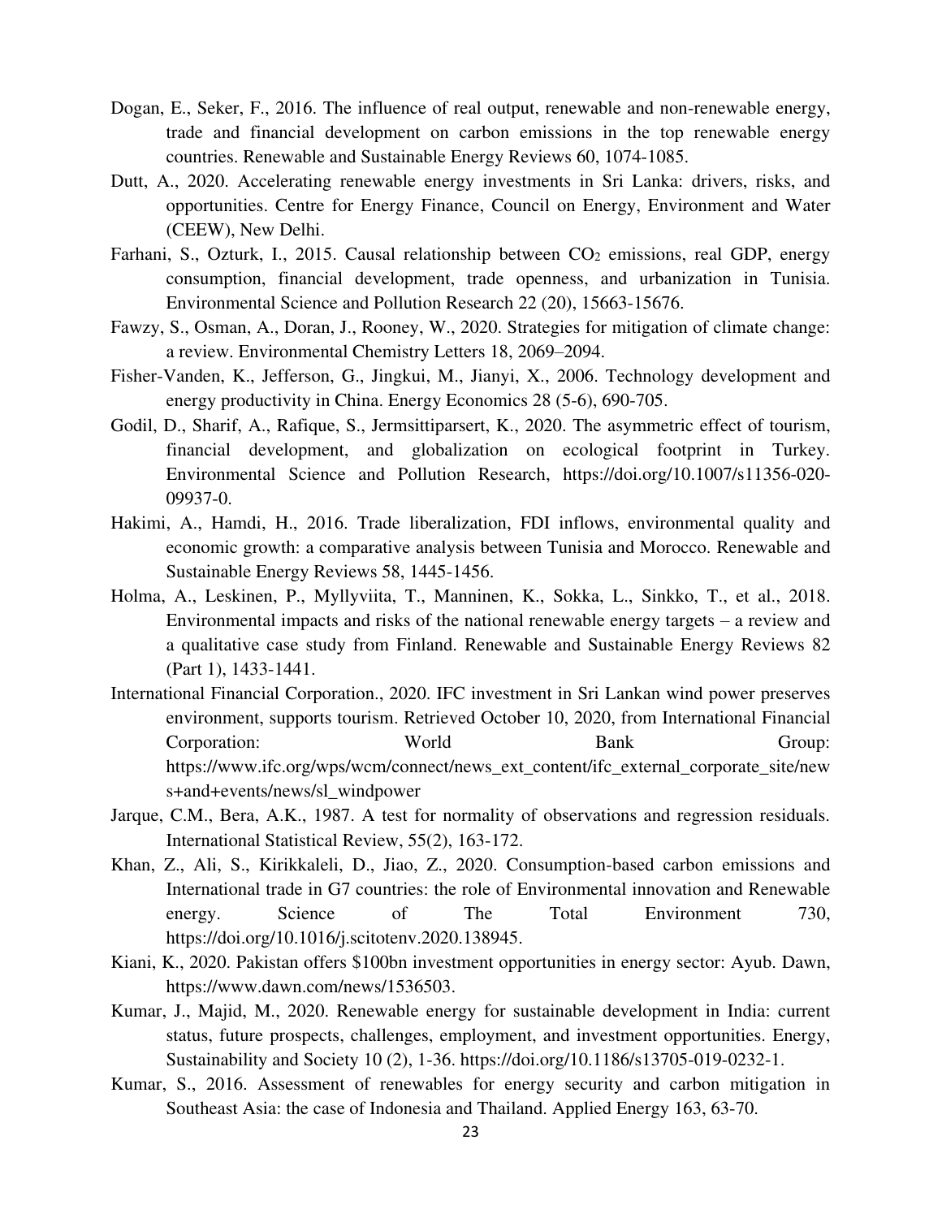Dogan, E., Seker, F., 2016. The influence of real output, renewable and non-renewable energy, trade and financial development on carbon emissions in the top renewable energy countries. Renewable and Sustainable Energy Reviews 60, 1074-1085.

Dutt, A., 2020. Accelerating renewable energy investments in Sri Lanka: drivers, risks, and opportunities. Centre for Energy Finance, Council on Energy, Environment and Water (CEEW), New Delhi.

Farhani, S., Ozturk, I., 2015. Causal relationship between $CO_2$ emissions, real GDP, energy consumption, financial development, trade openness, and urbanization in Tunisia. Environmental Science and Pollution Research 22 (20), 15663-15676.

Fawzy, S., Osman, A., Doran, J., Rooney, W., 2020. Strategies for mitigation of climate change: a review. Environmental Chemistry Letters 18, 2069–2094.

Fisher-Vanden, K., Jefferson, G., Jingkui, M., Jianyi, X., 2006. Technology development and energy productivity in China. Energy Economics 28 (5-6), 690-705.

Godil, D., Sharif, A., Rafique, S., Jermsittiparsert, K., 2020. The asymmetric effect of tourism, financial development, and globalization on ecological footprint in Turkey. Environmental Science and Pollution Research, https://doi.org/10.1007/s11356-020-09937-0.

Hakimi, A., Hamdi, H., 2016. Trade liberalization, FDI inflows, environmental quality and economic growth: a comparative analysis between Tunisia and Morocco. Renewable and Sustainable Energy Reviews 58, 1445-1456.

Holma, A., Leskinen, P., Myllyviita, T., Manninen, K., Sokka, L., Sinkko, T., et al., 2018. Environmental impacts and risks of the national renewable energy targets – a review and a qualitative case study from Finland. Renewable and Sustainable Energy Reviews 82 (Part 1), 1433-1441.

International Financial Corporation., 2020. IFC investment in Sri Lankan wind power preserves environment, supports tourism. Retrieved October 10, 2020, from International Financial Corporation: World Bank Group: https://www.ifc.org/wps/wcm/connect/news_ext_content/ifc_external_corporate_site/news+and+events/news/sl_windpower

Jarque, C.M., Bera, A.K., 1987. A test for normality of observations and regression residuals. International Statistical Review, 55(2), 163-172.

Khan, Z., Ali, S., Kirikkaleli, D., Jiao, Z., 2020. Consumption-based carbon emissions and International trade in G7 countries: the role of Environmental innovation and Renewable energy. Science of The Total Environment 730, https://doi.org/10.1016/j.scitotenv.2020.138945.

Kiani, K., 2020. Pakistan offers $100bn investment opportunities in energy sector: Ayub. Dawn, https://www.dawn.com/news/1536503.

Kumar, J., Majid, M., 2020. Renewable energy for sustainable development in India: current status, future prospects, challenges, employment, and investment opportunities. Energy, Sustainability and Society 10 (2), 1-36. https://doi.org/10.1186/s13705-019-0232-1.

Kumar, S., 2016. Assessment of renewables for energy security and carbon mitigation in Southeast Asia: the case of Indonesia and Thailand. Applied Energy 163, 63-70.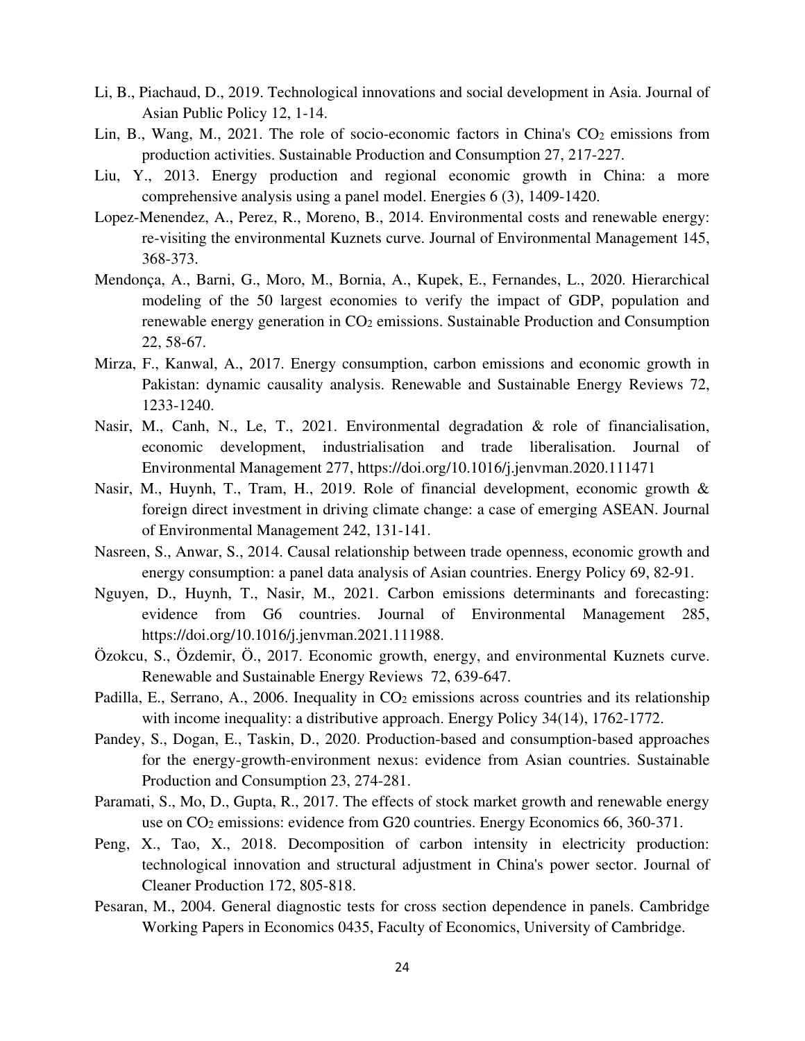Li, B., Piachaud, D., 2019. Technological innovations and social development in Asia. Journal of Asian Public Policy 12, 1-14.

Lin, B., Wang, M., 2021. The role of socio-economic factors in China's $CO_2$ emissions from production activities. Sustainable Production and Consumption 27, 217-227.

Liu, Y., 2013. Energy production and regional economic growth in China: a more comprehensive analysis using a panel model. Energies 6 (3), 1409-1420.

Lopez-Menendez, A., Perez, R., Moreno, B., 2014. Environmental costs and renewable energy: re-visiting the environmental Kuznets curve. Journal of Environmental Management 145, 368-373.

Mendonça, A., Barni, G., Moro, M., Bornia, A., Kupek, E., Fernandes, L., 2020. Hierarchical modeling of the 50 largest economies to verify the impact of GDP, population and renewable energy generation in $CO_2$ emissions. Sustainable Production and Consumption 22, 58-67.

Mirza, F., Kanwal, A., 2017. Energy consumption, carbon emissions and economic growth in Pakistan: dynamic causality analysis. Renewable and Sustainable Energy Reviews 72, 1233-1240.

Nasir, M., Canh, N., Le, T., 2021. Environmental degradation & role of financialisation, economic development, industrialisation and trade liberalisation. Journal of Environmental Management 277, https://doi.org/10.1016/j.jenvman.2020.111471

Nasir, M., Huynh, T., Tram, H., 2019. Role of financial development, economic growth & foreign direct investment in driving climate change: a case of emerging ASEAN. Journal of Environmental Management 242, 131-141.

Nasreen, S., Anwar, S., 2014. Causal relationship between trade openness, economic growth and energy consumption: a panel data analysis of Asian countries. Energy Policy 69, 82-91.

Nguyen, D., Huynh, T., Nasir, M., 2021. Carbon emissions determinants and forecasting: evidence from G6 countries. Journal of Environmental Management 285, https://doi.org/10.1016/j.jenvman.2021.111988.

Özokcu, S., Özdemir, Ö., 2017. Economic growth, energy, and environmental Kuznets curve. Renewable and Sustainable Energy Reviews 72, 639-647.

Padilla, E., Serrano, A., 2006. Inequality in $CO_2$ emissions across countries and its relationship with income inequality: a distributive approach. Energy Policy 34(14), 1762-1772.

Pandey, S., Dogan, E., Taskin, D., 2020. Production-based and consumption-based approaches for the energy-growth-environment nexus: evidence from Asian countries. Sustainable Production and Consumption 23, 274-281.

Paramati, S., Mo, D., Gupta, R., 2017. The effects of stock market growth and renewable energy use on $CO_2$ emissions: evidence from G20 countries. Energy Economics 66, 360-371.

Peng, X., Tao, X., 2018. Decomposition of carbon intensity in electricity production: technological innovation and structural adjustment in China's power sector. Journal of Cleaner Production 172, 805-818.

Pesaran, M., 2004. General diagnostic tests for cross section dependence in panels. Cambridge Working Papers in Economics 0435, Faculty of Economics, University of Cambridge.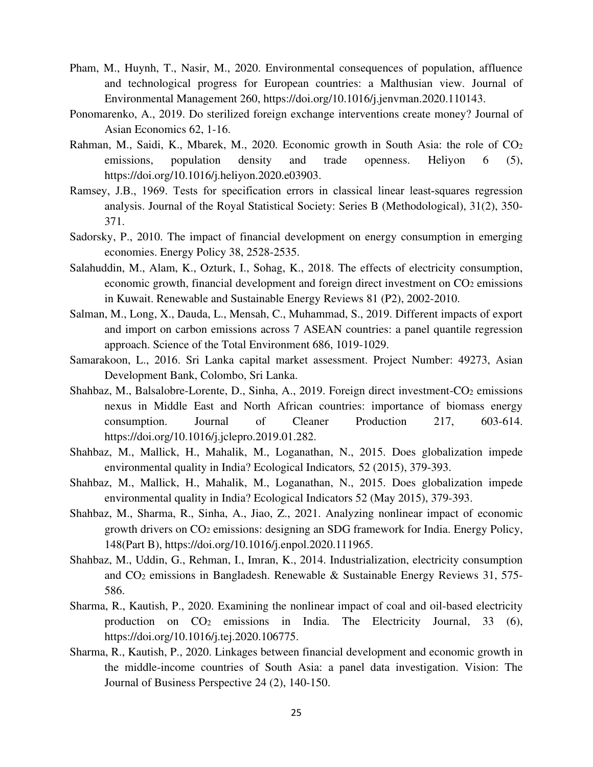Pham, M., Huynh, T., Nasir, M., 2020. Environmental consequences of population, affluence and technological progress for European countries: a Malthusian view. Journal of Environmental Management 260, https://doi.org/10.1016/j.jenvman.2020.110143.

Ponomarenko, A., 2019. Do sterilized foreign exchange interventions create money? Journal of Asian Economics 62, 1-16.

Rahman, M., Saidi, K., Mbarek, M., 2020. Economic growth in South Asia: the role of $CO_2$ emissions, population density and trade openness. Heliyon 6 (5), https://doi.org/10.1016/j.heliyon.2020.e03903.

Ramsey, J.B., 1969. Tests for specification errors in classical linear least-squares regression analysis. Journal of the Royal Statistical Society: Series B (Methodological), 31(2), 350-371.

Sadorsky, P., 2010. The impact of financial development on energy consumption in emerging economies. Energy Policy 38, 2528-2535.

Salahuddin, M., Alam, K., Ozturk, I., Sohag, K., 2018. The effects of electricity consumption, economic growth, financial development and foreign direct investment on $CO_2$ emissions in Kuwait. Renewable and Sustainable Energy Reviews 81 (P2), 2002-2010.

Salman, M., Long, X., Dauda, L., Mensah, C., Muhammad, S., 2019. Different impacts of export and import on carbon emissions across 7 ASEAN countries: a panel quantile regression approach. Science of the Total Environment 686, 1019-1029.

Samarakoon, L., 2016. Sri Lanka capital market assessment. Project Number: 49273, Asian Development Bank, Colombo, Sri Lanka.

Shahbaz, M., Balsalobre-Lorente, D., Sinha, A., 2019. Foreign direct investment-$CO_2$ emissions nexus in Middle East and North African countries: importance of biomass energy consumption. Journal of Cleaner Production 217, 603-614. https://doi.org/10.1016/j.jclepro.2019.01.282.

Shahbaz, M., Mallick, H., Mahalik, M., Loganathan, N., 2015. Does globalization impede environmental quality in India? Ecological Indicators*,* 52 (2015), 379-393.

Shahbaz, M., Mallick, H., Mahalik, M., Loganathan, N., 2015. Does globalization impede environmental quality in India? Ecological Indicators 52 (May 2015), 379-393.

Shahbaz, M., Sharma, R., Sinha, A., Jiao, Z., 2021. Analyzing nonlinear impact of economic growth drivers on $CO_2$ emissions: designing an SDG framework for India. Energy Policy, 148(Part B), https://doi.org/10.1016/j.enpol.2020.111965.

Shahbaz, M., Uddin, G., Rehman, I., Imran, K., 2014. Industrialization, electricity consumption and $CO_2$ emissions in Bangladesh. Renewable & Sustainable Energy Reviews 31, 575-586.

Sharma, R., Kautish, P., 2020. Examining the nonlinear impact of coal and oil-based electricity production on $CO_2$ emissions in India. The Electricity Journal, 33 (6), https://doi.org/10.1016/j.tej.2020.106775.

Sharma, R., Kautish, P., 2020. Linkages between financial development and economic growth in the middle-income countries of South Asia: a panel data investigation. Vision: The Journal of Business Perspective 24 (2), 140-150.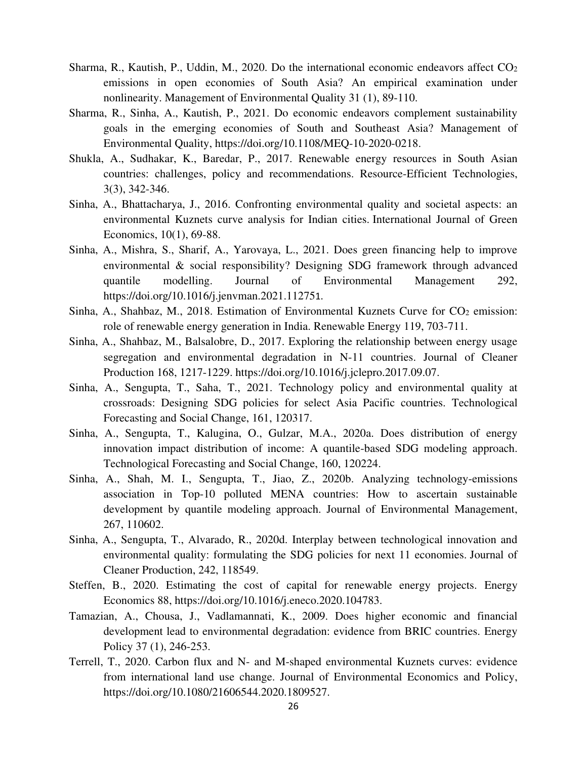Sharma, R., Kautish, P., Uddin, M., 2020. Do the international economic endeavors affect $CO_2$ emissions in open economies of South Asia? An empirical examination under nonlinearity. Management of Environmental Quality 31 (1), 89-110.

Sharma, R., Sinha, A., Kautish, P., 2021. Do economic endeavors complement sustainability goals in the emerging economies of South and Southeast Asia? Management of Environmental Quality, https://doi.org/10.1108/MEQ-10-2020-0218.

Shukla, A., Sudhakar, K., Baredar, P., 2017. Renewable energy resources in South Asian countries: challenges, policy and recommendations. Resource-Efficient Technologies, 3(3), 342-346.

Sinha, A., Bhattacharya, J., 2016. Confronting environmental quality and societal aspects: an environmental Kuznets curve analysis for Indian cities. International Journal of Green Economics, 10(1), 69-88.

Sinha, A., Mishra, S., Sharif, A., Yarovaya, L., 2021. Does green financing help to improve environmental & social responsibility? Designing SDG framework through advanced quantile modelling. Journal of Environmental Management 292, https://doi.org/10.1016/j.jenvman.2021.112751.

Sinha, A., Shahbaz, M., 2018. Estimation of Environmental Kuznets Curve for $CO_2$ emission: role of renewable energy generation in India. Renewable Energy 119, 703-711.

Sinha, A., Shahbaz, M., Balsalobre, D., 2017. Exploring the relationship between energy usage segregation and environmental degradation in N-11 countries. Journal of Cleaner Production 168, 1217-1229. https://doi.org/10.1016/j.jclepro.2017.09.07.

Sinha, A., Sengupta, T., Saha, T., 2021. Technology policy and environmental quality at crossroads: Designing SDG policies for select Asia Pacific countries. Technological Forecasting and Social Change, 161, 120317.

Sinha, A., Sengupta, T., Kalugina, O., Gulzar, M.A., 2020a. Does distribution of energy innovation impact distribution of income: A quantile-based SDG modeling approach. Technological Forecasting and Social Change, 160, 120224.

Sinha, A., Shah, M. I., Sengupta, T., Jiao, Z., 2020b. Analyzing technology-emissions association in Top-10 polluted MENA countries: How to ascertain sustainable development by quantile modeling approach. Journal of Environmental Management, 267, 110602.

Sinha, A., Sengupta, T., Alvarado, R., 2020d. Interplay between technological innovation and environmental quality: formulating the SDG policies for next 11 economies. Journal of Cleaner Production, 242, 118549.

Steffen, B., 2020. Estimating the cost of capital for renewable energy projects. Energy Economics 88, https://doi.org/10.1016/j.eneco.2020.104783.

Tamazian, A., Chousa, J., Vadlamannati, K., 2009. Does higher economic and financial development lead to environmental degradation: evidence from BRIC countries. Energy Policy 37 (1), 246-253.

Terrell, T., 2020. Carbon flux and N- and M-shaped environmental Kuznets curves: evidence from international land use change. Journal of Environmental Economics and Policy, https://doi.org/10.1080/21606544.2020.1809527.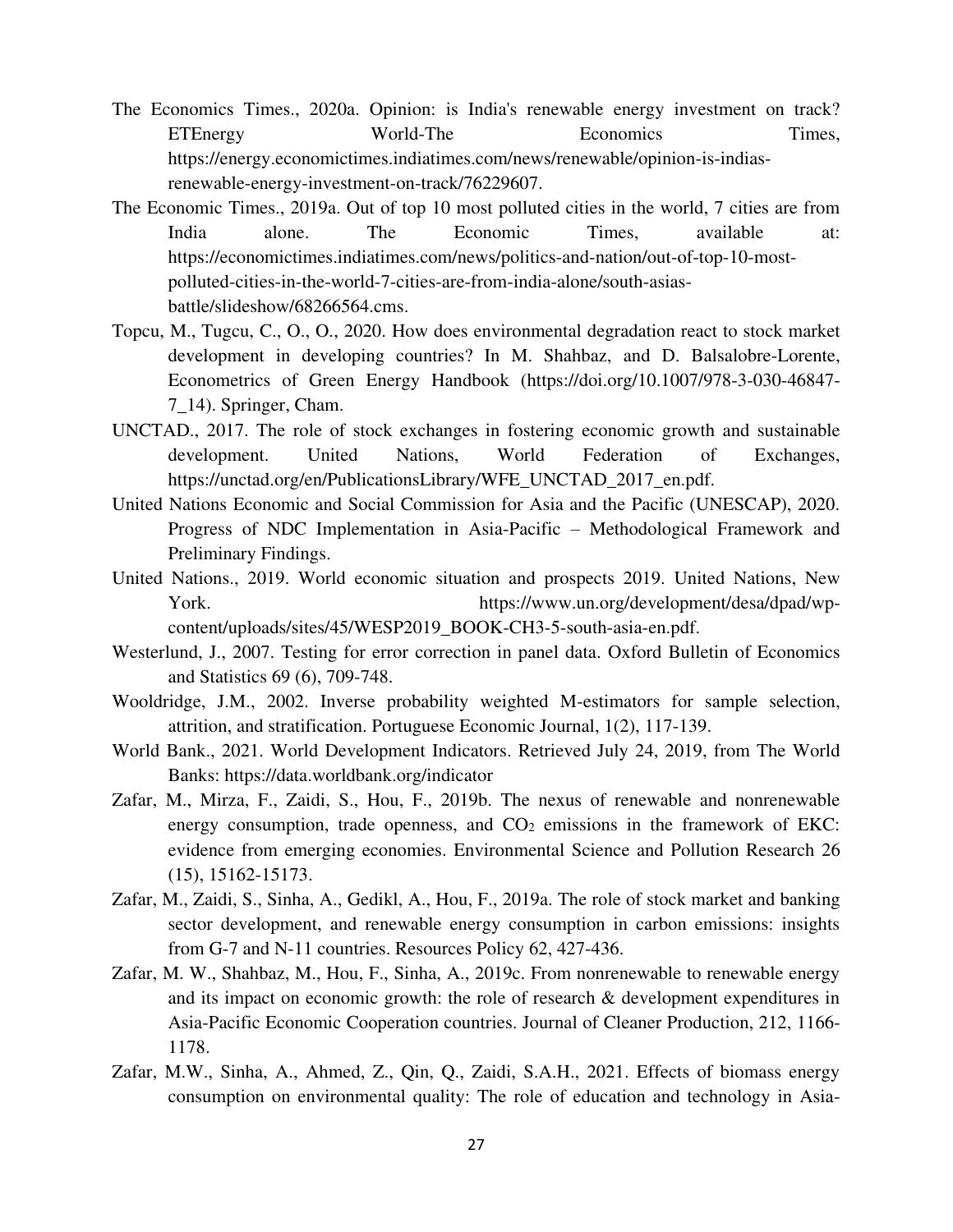The Economics Times., 2020a. Opinion: is India's renewable energy investment on track? ETEnergy World-The Economics Times, https://energy.economictimes.indiatimes.com/news/renewable/opinion-is-indias-renewable-energy-investment-on-track/76229607.

The Economic Times., 2019a. Out of top 10 most polluted cities in the world, 7 cities are from India alone. The Economic Times, available at: https://economictimes.indiatimes.com/news/politics-and-nation/out-of-top-10-most-polluted-cities-in-the-world-7-cities-are-from-india-alone/south-asias-battle/slideshow/68266564.cms.

Topcu, M., Tugcu, C., O., O., 2020. How does environmental degradation react to stock market development in developing countries? In M. Shahbaz, and D. Balsalobre-Lorente, Econometrics of Green Energy Handbook (https://doi.org/10.1007/978-3-030-46847-7_14). Springer, Cham.

UNCTAD., 2017. The role of stock exchanges in fostering economic growth and sustainable development. United Nations, World Federation of Exchanges, https://unctad.org/en/PublicationsLibrary/WFE_UNCTAD_2017_en.pdf.

United Nations Economic and Social Commission for Asia and the Pacific (UNESCAP), 2020. Progress of NDC Implementation in Asia-Pacific – Methodological Framework and Preliminary Findings.

United Nations., 2019. World economic situation and prospects 2019. United Nations, New York. https://www.un.org/development/desa/dpad/wp-content/uploads/sites/45/WESP2019_BOOK-CH3-5-south-asia-en.pdf.

Westerlund, J., 2007. Testing for error correction in panel data. Oxford Bulletin of Economics and Statistics 69 (6), 709-748.

Wooldridge, J.M., 2002. Inverse probability weighted M-estimators for sample selection, attrition, and stratification. Portuguese Economic Journal, 1(2), 117-139.

World Bank., 2021. World Development Indicators. Retrieved July 24, 2019, from The World Banks: https://data.worldbank.org/indicator

Zafar, M., Mirza, F., Zaidi, S., Hou, F., 2019b. The nexus of renewable and nonrenewable energy consumption, trade openness, and $CO_2$ emissions in the framework of EKC: evidence from emerging economies. Environmental Science and Pollution Research 26 (15), 15162-15173.

Zafar, M., Zaidi, S., Sinha, A., Gedikl, A., Hou, F., 2019a. The role of stock market and banking sector development, and renewable energy consumption in carbon emissions: insights from G-7 and N-11 countries. Resources Policy 62, 427-436.

Zafar, M. W., Shahbaz, M., Hou, F., Sinha, A., 2019c. From nonrenewable to renewable energy and its impact on economic growth: the role of research & development expenditures in Asia-Pacific Economic Cooperation countries. Journal of Cleaner Production, 212, 1166-1178.

Zafar, M.W., Sinha, A., Ahmed, Z., Qin, Q., Zaidi, S.A.H., 2021. Effects of biomass energy consumption on environmental quality: The role of education and technology in Asia-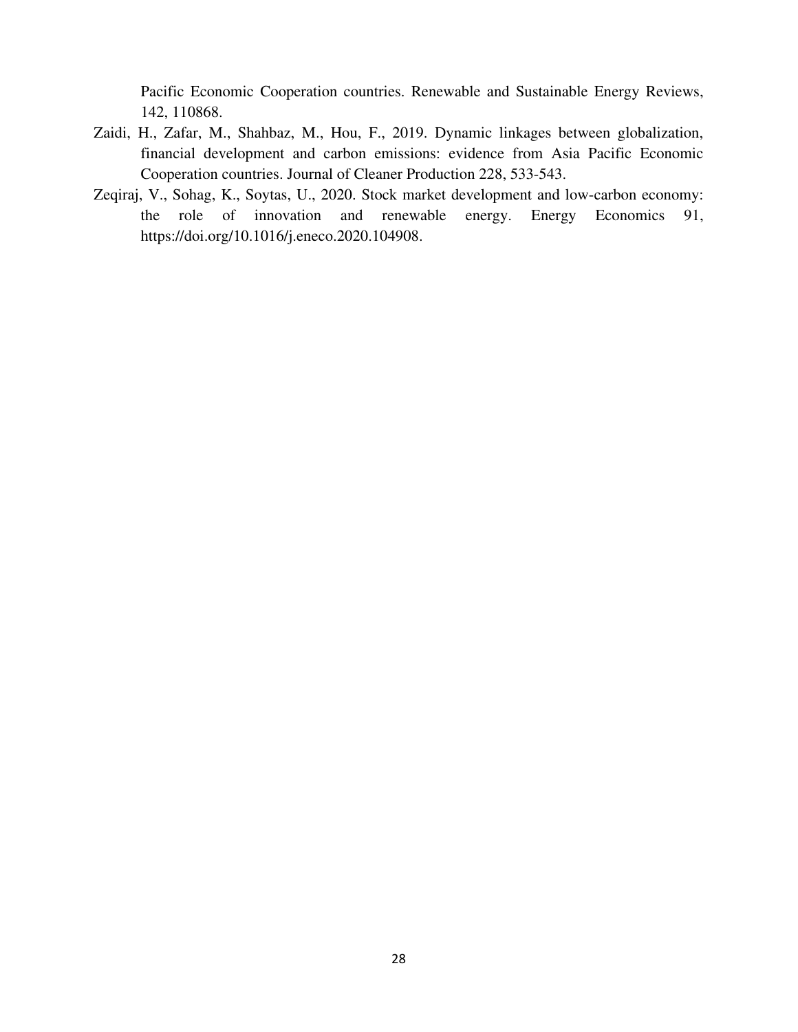Pacific Economic Cooperation countries. Renewable and Sustainable Energy Reviews, 142, 110868.

Zaidi, H., Zafar, M., Shahbaz, M., Hou, F., 2019. Dynamic linkages between globalization, financial development and carbon emissions: evidence from Asia Pacific Economic Cooperation countries. Journal of Cleaner Production 228, 533-543.

Zeqiraj, V., Sohag, K., Soytas, U., 2020. Stock market development and low-carbon economy: the role of innovation and renewable energy. Energy Economics 91, https://doi.org/10.1016/j.eneco.2020.104908.